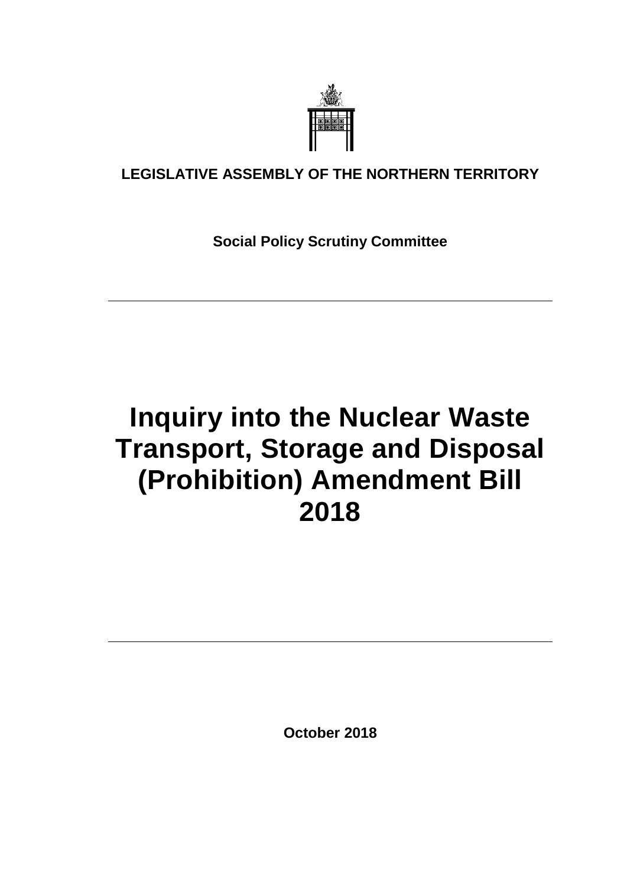**LEGISLATIVE ASSEMBLY OF THE NORTHERN TERRITORY**

**Social Policy Scrutiny Committee**

---

# Inquiry into the Nuclear Waste Transport, Storage and Disposal (Prohibition) Amendment Bill 2018

---

**October 2018**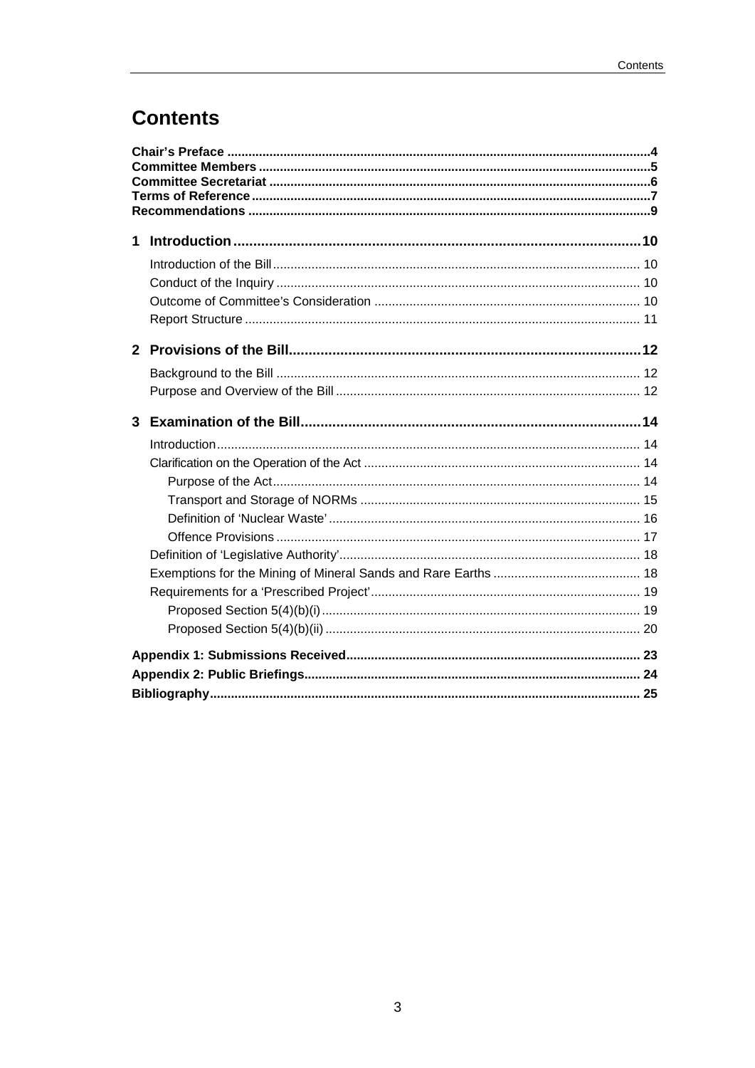# Contents

**Chair's Preface** ........................................................................ 4
**Committee Members** ........................................................................ 5
**Committee Secretariat** ........................................................................ 6
**Terms of Reference** ........................................................................ 7
**Recommendations** ........................................................................ 9

**1 Introduction** ........................................................................ 10

- Introduction of the Bill ........................................................................ 10
- Conduct of the Inquiry ........................................................................ 10
- Outcome of Committee's Consideration ........................................................................ 10
- Report Structure ........................................................................ 11

**2 Provisions of the Bill** ........................................................................ 12

- Background to the Bill ........................................................................ 12
- Purpose and Overview of the Bill ........................................................................ 12

**3 Examination of the Bill** ........................................................................ 14

- Introduction ........................................................................ 14
- Clarification on the Operation of the Act ........................................................................ 14
  - Purpose of the Act ........................................................................ 14
  - Transport and Storage of NORMs ........................................................................ 15
  - Definition of 'Nuclear Waste' ........................................................................ 16
  - Offence Provisions ........................................................................ 17
- Definition of 'Legislative Authority' ........................................................................ 18
- Exemptions for the Mining of Mineral Sands and Rare Earths ........................................................................ 18
- Requirements for a 'Prescribed Project' ........................................................................ 19
  - Proposed Section 5(4)(b)(i) ........................................................................ 19
  - Proposed Section 5(4)(b)(ii) ........................................................................ 20

**Appendix 1: Submissions Received** ........................................................................ 23
**Appendix 2: Public Briefings** ........................................................................ 24
**Bibliography** ........................................................................ 25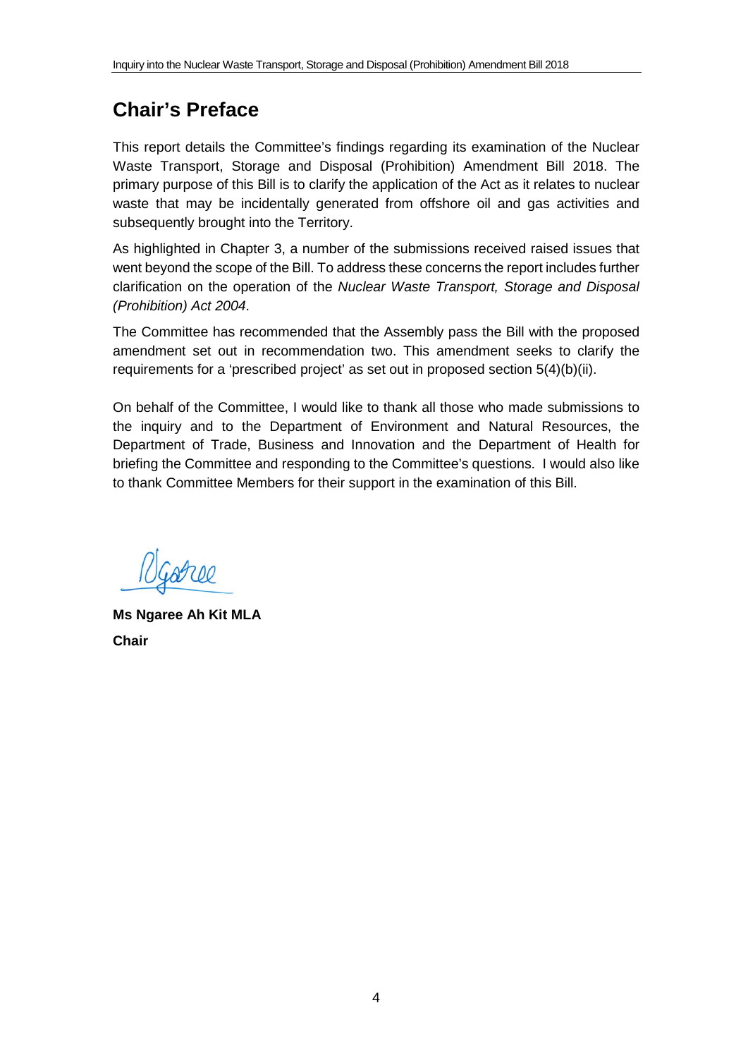## Chair's Preface

This report details the Committee's findings regarding its examination of the Nuclear Waste Transport, Storage and Disposal (Prohibition) Amendment Bill 2018. The primary purpose of this Bill is to clarify the application of the Act as it relates to nuclear waste that may be incidentally generated from offshore oil and gas activities and subsequently brought into the Territory.

As highlighted in Chapter 3, a number of the submissions received raised issues that went beyond the scope of the Bill. To address these concerns the report includes further clarification on the operation of the *Nuclear Waste Transport, Storage and Disposal (Prohibition) Act 2004*.

The Committee has recommended that the Assembly pass the Bill with the proposed amendment set out in recommendation two. This amendment seeks to clarify the requirements for a 'prescribed project' as set out in proposed section 5(4)(b)(ii).

On behalf of the Committee, I would like to thank all those who made submissions to the inquiry and to the Department of Environment and Natural Resources, the Department of Trade, Business and Innovation and the Department of Health for briefing the Committee and responding to the Committee's questions. I would also like to thank Committee Members for their support in the examination of this Bill.

**Ms Ngaree Ah Kit MLA**

**Chair**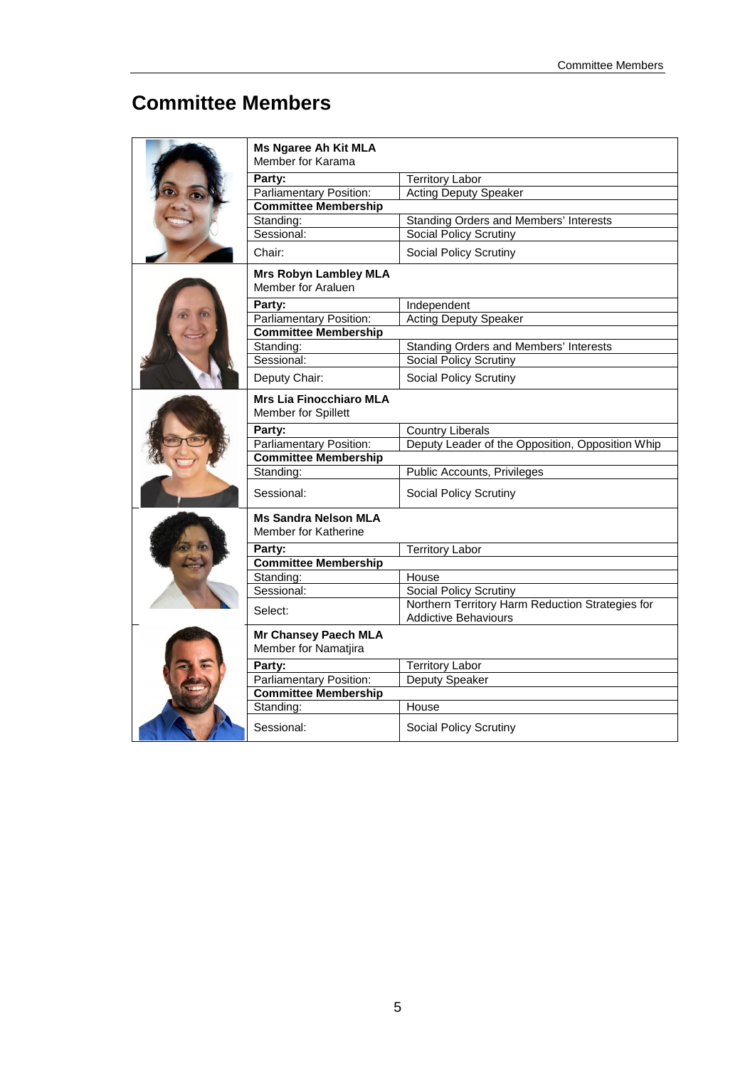# Committee Members

**Ms Ngaree Ah Kit MLA**
Member for Karama

| | |
|---|---|
| **Party:** | Territory Labor |
| Parliamentary Position: | Acting Deputy Speaker |
| **Committee Membership** | |
| Standing: | Standing Orders and Members' Interests |
| Sessional: | Social Policy Scrutiny |
| Chair: | Social Policy Scrutiny |

**Mrs Robyn Lambley MLA**
Member for Araluen

| | |
|---|---|
| **Party:** | Independent |
| Parliamentary Position: | Acting Deputy Speaker |
| **Committee Membership** | |
| Standing: | Standing Orders and Members' Interests |
| Sessional: | Social Policy Scrutiny |
| Deputy Chair: | Social Policy Scrutiny |

**Mrs Lia Finocchiaro MLA**
Member for Spillett

| | |
|---|---|
| **Party:** | Country Liberals |
| Parliamentary Position: | Deputy Leader of the Opposition, Opposition Whip |
| **Committee Membership** | |
| Standing: | Public Accounts, Privileges |
| Sessional: | Social Policy Scrutiny |

**Ms Sandra Nelson MLA**
Member for Katherine

| | |
|---|---|
| **Party:** | Territory Labor |
| **Committee Membership** | |
| Standing: | House |
| Sessional: | Social Policy Scrutiny |
| Select: | Northern Territory Harm Reduction Strategies for Addictive Behaviours |

**Mr Chansey Paech MLA**
Member for Namatjira

| | |
|---|---|
| **Party:** | Territory Labor |
| Parliamentary Position: | Deputy Speaker |
| **Committee Membership** | |
| Standing: | House |
| Sessional: | Social Policy Scrutiny |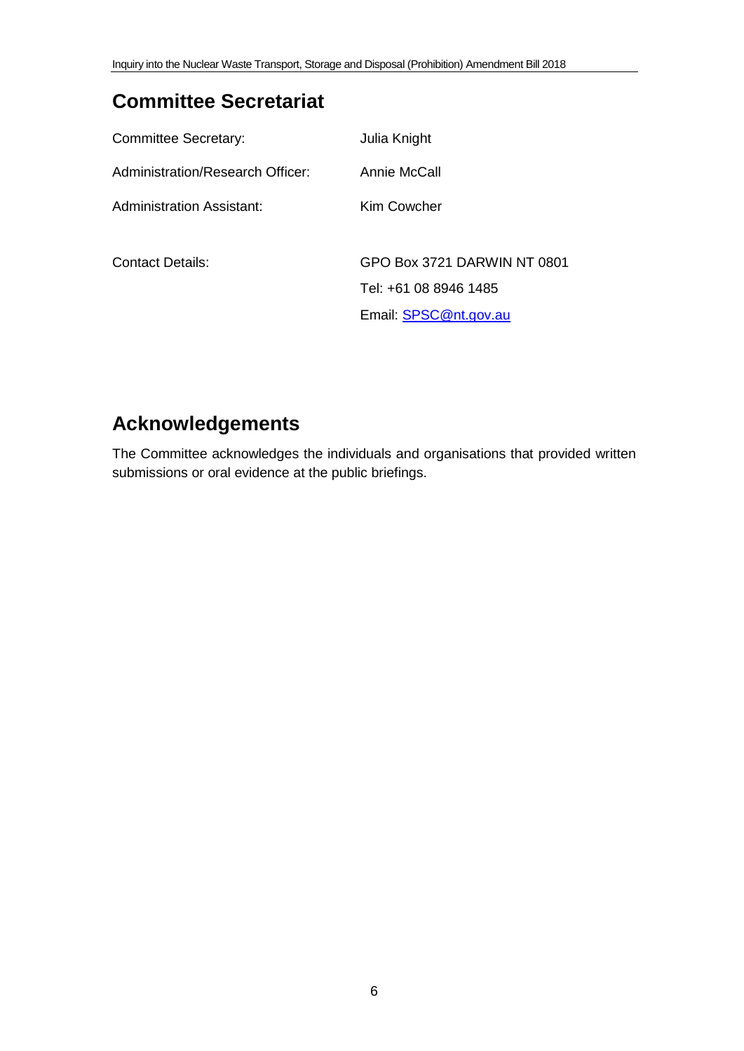## Committee Secretariat

| | |
|---|---|
| Committee Secretary: | Julia Knight |
| Administration/Research Officer: | Annie McCall |
| Administration Assistant: | Kim Cowcher |
| Contact Details: | GPO Box 3721 DARWIN NT 0801 |
| | Tel: +61 08 8946 1485 |
| | Email: SPSC@nt.gov.au |

## Acknowledgements

The Committee acknowledges the individuals and organisations that provided written submissions or oral evidence at the public briefings.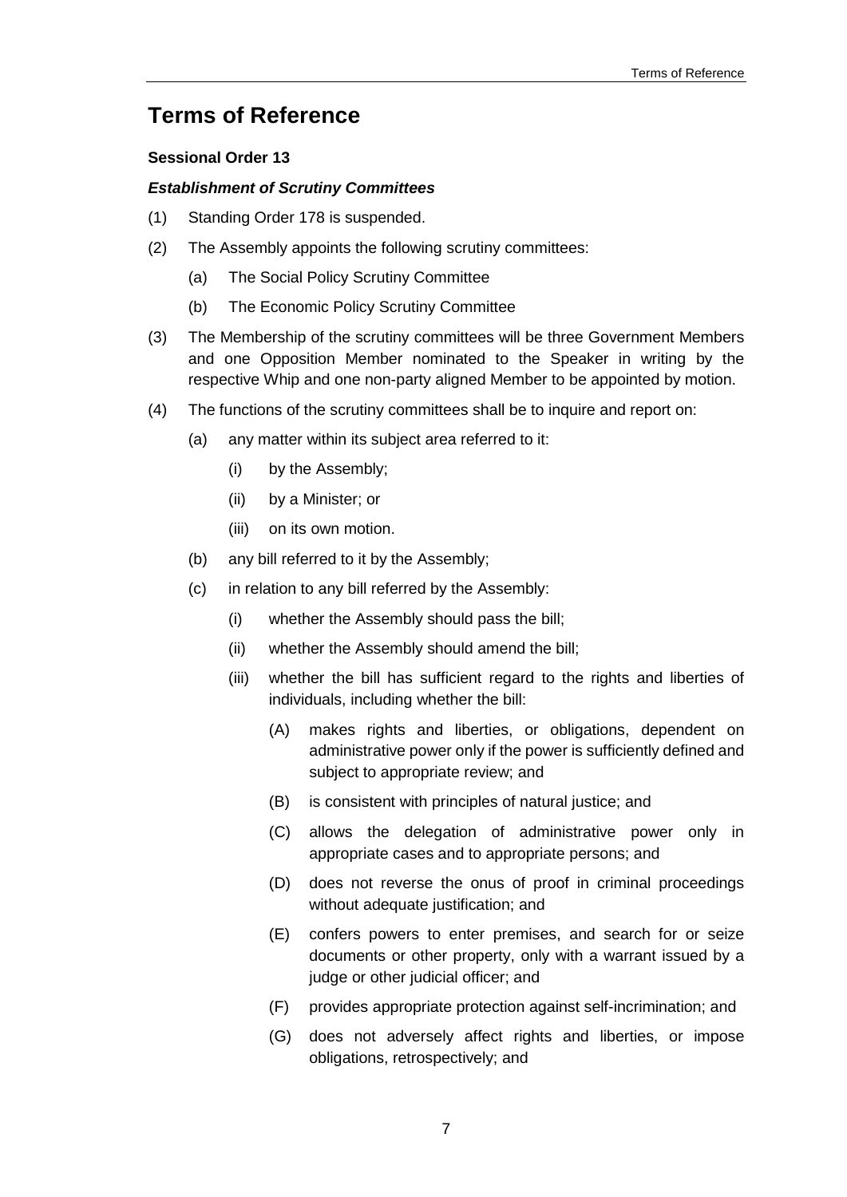# Terms of Reference

**Sessional Order 13**

***Establishment of Scrutiny Committees***

(1) Standing Order 178 is suspended.

(2) The Assembly appoints the following scrutiny committees:

  (a) The Social Policy Scrutiny Committee

  (b) The Economic Policy Scrutiny Committee

(3) The Membership of the scrutiny committees will be three Government Members and one Opposition Member nominated to the Speaker in writing by the respective Whip and one non-party aligned Member to be appointed by motion.

(4) The functions of the scrutiny committees shall be to inquire and report on:

  (a) any matter within its subject area referred to it:

    (i) by the Assembly;

    (ii) by a Minister; or

    (iii) on its own motion.

  (b) any bill referred to it by the Assembly;

  (c) in relation to any bill referred by the Assembly:

    (i) whether the Assembly should pass the bill;

    (ii) whether the Assembly should amend the bill;

    (iii) whether the bill has sufficient regard to the rights and liberties of individuals, including whether the bill:

      (A) makes rights and liberties, or obligations, dependent on administrative power only if the power is sufficiently defined and subject to appropriate review; and

      (B) is consistent with principles of natural justice; and

      (C) allows the delegation of administrative power only in appropriate cases and to appropriate persons; and

      (D) does not reverse the onus of proof in criminal proceedings without adequate justification; and

      (E) confers powers to enter premises, and search for or seize documents or other property, only with a warrant issued by a judge or other judicial officer; and

      (F) provides appropriate protection against self-incrimination; and

      (G) does not adversely affect rights and liberties, or impose obligations, retrospectively; and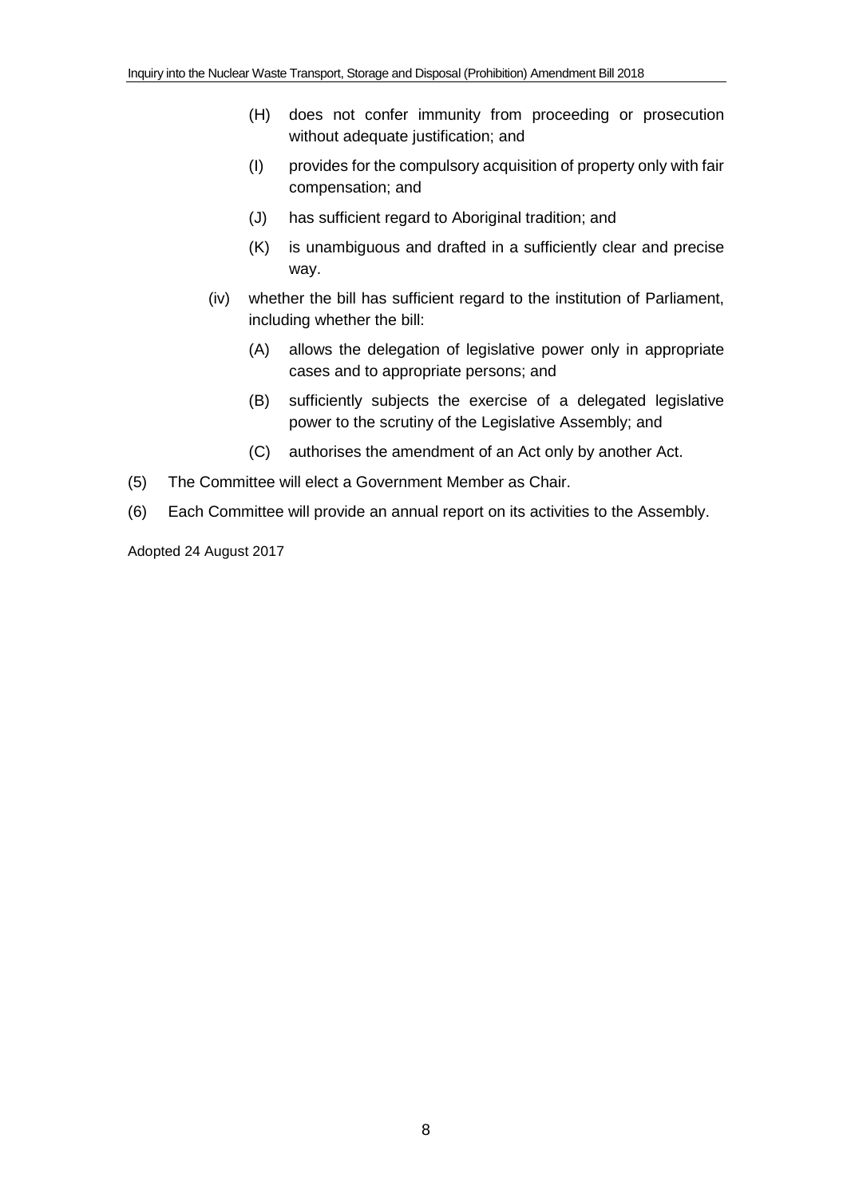- (H) does not confer immunity from proceeding or prosecution without adequate justification; and
- (I) provides for the compulsory acquisition of property only with fair compensation; and
- (J) has sufficient regard to Aboriginal tradition; and
- (K) is unambiguous and drafted in a sufficiently clear and precise way.

(iv) whether the bill has sufficient regard to the institution of Parliament, including whether the bill:

- (A) allows the delegation of legislative power only in appropriate cases and to appropriate persons; and
- (B) sufficiently subjects the exercise of a delegated legislative power to the scrutiny of the Legislative Assembly; and
- (C) authorises the amendment of an Act only by another Act.

(5) The Committee will elect a Government Member as Chair.

(6) Each Committee will provide an annual report on its activities to the Assembly.

Adopted 24 August 2017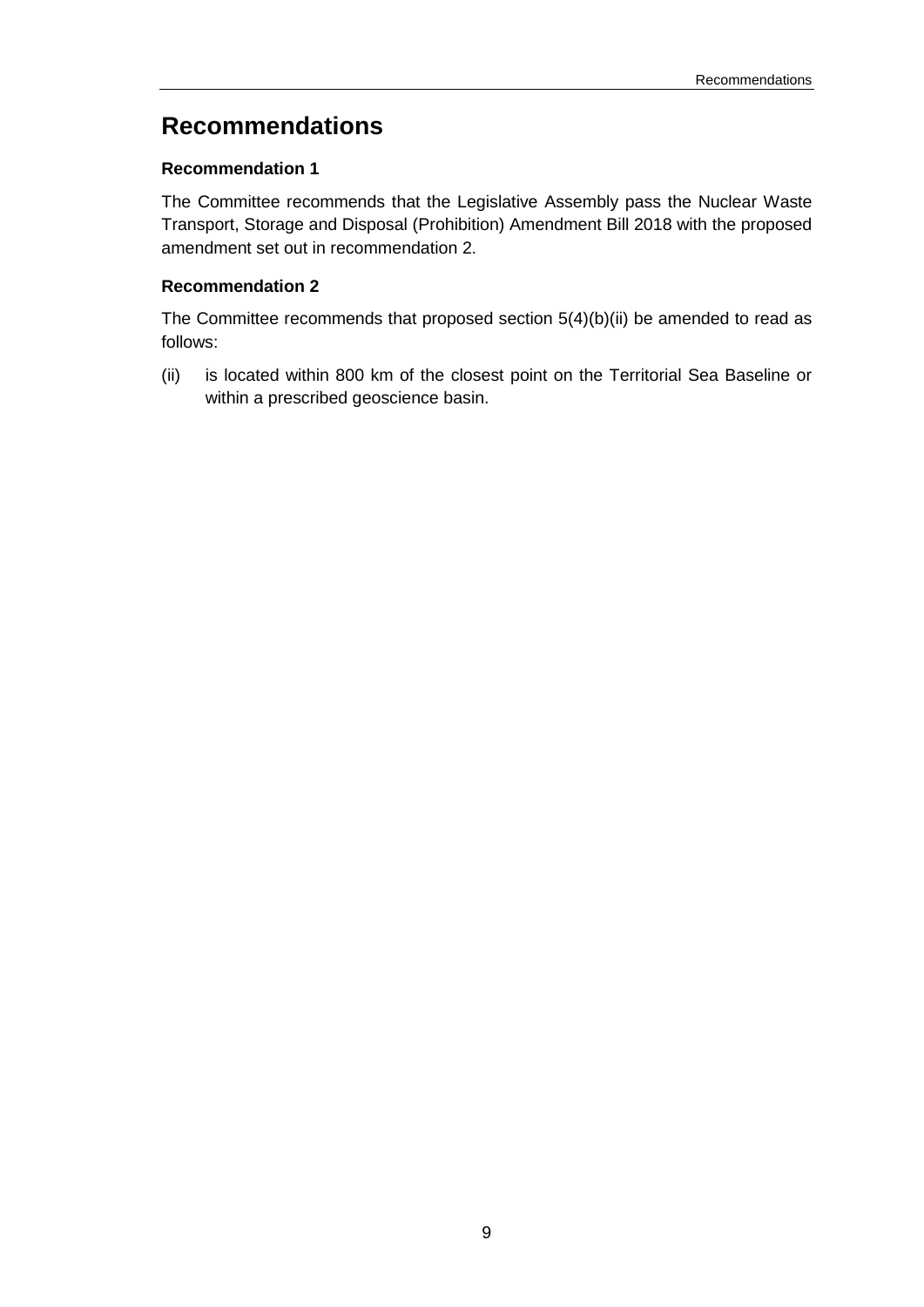# Recommendations

**Recommendation 1**

The Committee recommends that the Legislative Assembly pass the Nuclear Waste Transport, Storage and Disposal (Prohibition) Amendment Bill 2018 with the proposed amendment set out in recommendation 2.

**Recommendation 2**

The Committee recommends that proposed section 5(4)(b)(ii) be amended to read as follows:

(ii) is located within 800 km of the closest point on the Territorial Sea Baseline or within a prescribed geoscience basin.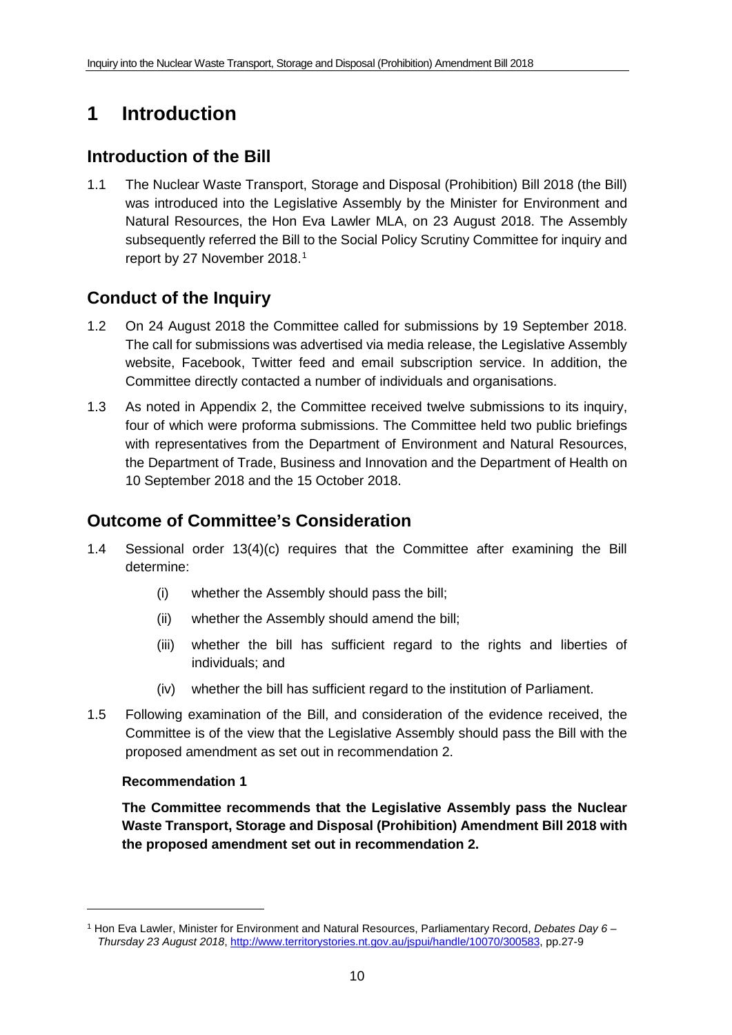# 1 Introduction

## Introduction of the Bill

1.1 The Nuclear Waste Transport, Storage and Disposal (Prohibition) Bill 2018 (the Bill) was introduced into the Legislative Assembly by the Minister for Environment and Natural Resources, the Hon Eva Lawler MLA, on 23 August 2018. The Assembly subsequently referred the Bill to the Social Policy Scrutiny Committee for inquiry and report by 27 November 2018.[1]

## Conduct of the Inquiry

1.2 On 24 August 2018 the Committee called for submissions by 19 September 2018. The call for submissions was advertised via media release, the Legislative Assembly website, Facebook, Twitter feed and email subscription service. In addition, the Committee directly contacted a number of individuals and organisations.

1.3 As noted in Appendix 2, the Committee received twelve submissions to its inquiry, four of which were proforma submissions. The Committee held two public briefings with representatives from the Department of Environment and Natural Resources, the Department of Trade, Business and Innovation and the Department of Health on 10 September 2018 and the 15 October 2018.

## Outcome of Committee's Consideration

1.4 Sessional order 13(4)(c) requires that the Committee after examining the Bill determine:

   (i) whether the Assembly should pass the bill;

   (ii) whether the Assembly should amend the bill;

   (iii) whether the bill has sufficient regard to the rights and liberties of individuals; and

   (iv) whether the bill has sufficient regard to the institution of Parliament.

1.5 Following examination of the Bill, and consideration of the evidence received, the Committee is of the view that the Legislative Assembly should pass the Bill with the proposed amendment as set out in recommendation 2.

**Recommendation 1**

**The Committee recommends that the Legislative Assembly pass the Nuclear Waste Transport, Storage and Disposal (Prohibition) Amendment Bill 2018 with the proposed amendment set out in recommendation 2.**

---

[1] Hon Eva Lawler, Minister for Environment and Natural Resources, Parliamentary Record, *Debates Day 6 – Thursday 23 August 2018*, http://www.territorystories.nt.gov.au/jspui/handle/10070/300583, pp.27-9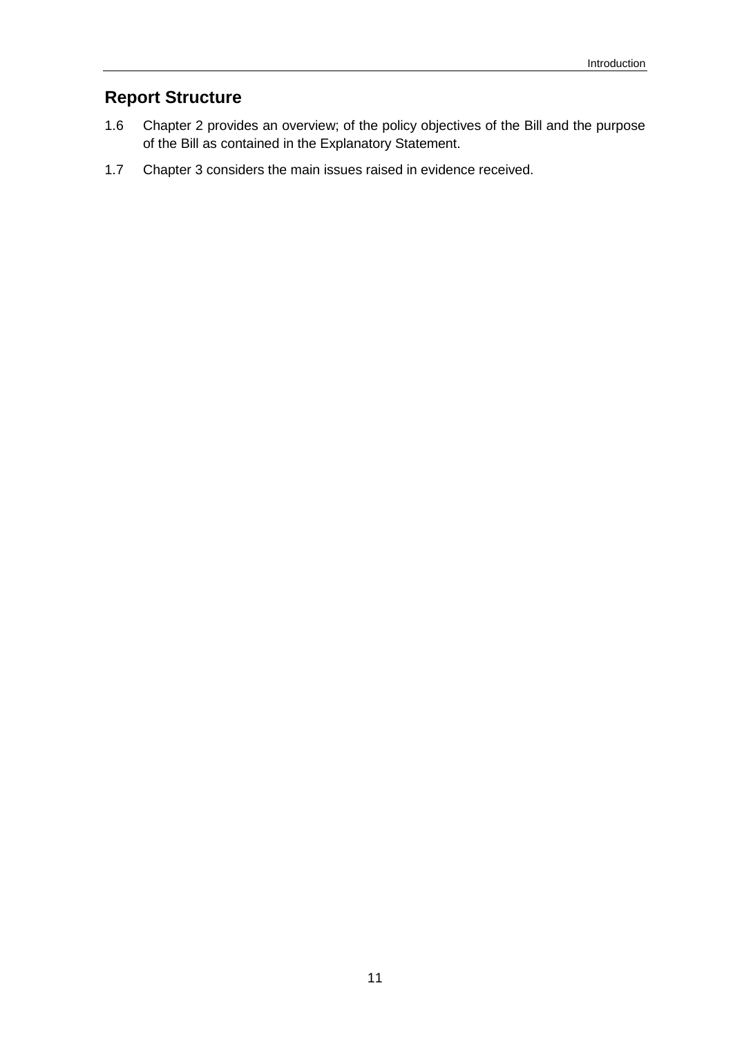## Report Structure

1.6 Chapter 2 provides an overview; of the policy objectives of the Bill and the purpose of the Bill as contained in the Explanatory Statement.

1.7 Chapter 3 considers the main issues raised in evidence received.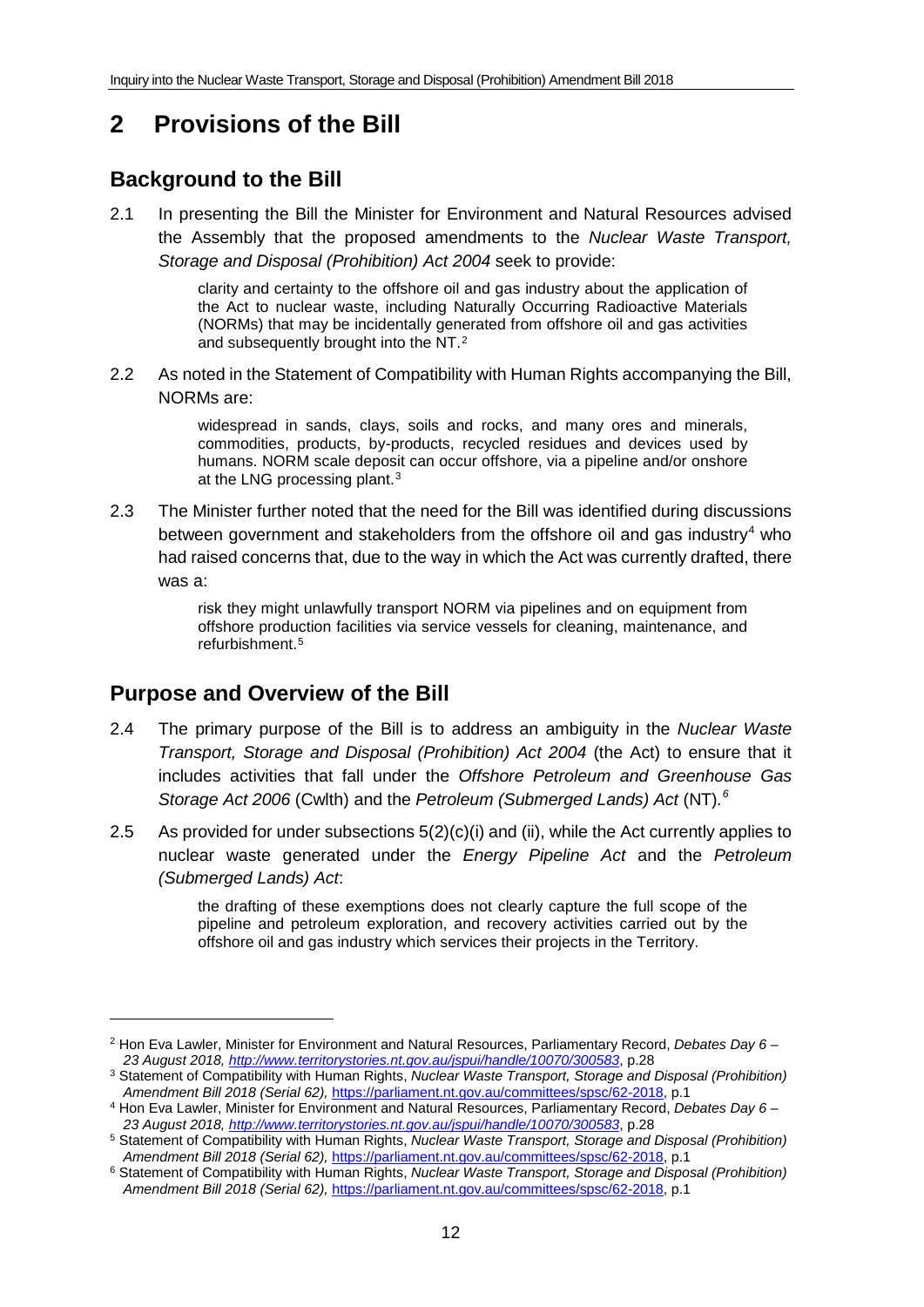# 2 Provisions of the Bill

## Background to the Bill

2.1 In presenting the Bill the Minister for Environment and Natural Resources advised the Assembly that the proposed amendments to the *Nuclear Waste Transport, Storage and Disposal (Prohibition) Act 2004* seek to provide:

> clarity and certainty to the offshore oil and gas industry about the application of the Act to nuclear waste, including Naturally Occurring Radioactive Materials (NORMs) that may be incidentally generated from offshore oil and gas activities and subsequently brought into the NT.[2]

2.2 As noted in the Statement of Compatibility with Human Rights accompanying the Bill, NORMs are:

> widespread in sands, clays, soils and rocks, and many ores and minerals, commodities, products, by-products, recycled residues and devices used by humans. NORM scale deposit can occur offshore, via a pipeline and/or onshore at the LNG processing plant.[3]

2.3 The Minister further noted that the need for the Bill was identified during discussions between government and stakeholders from the offshore oil and gas industry[4] who had raised concerns that, due to the way in which the Act was currently drafted, there was a:

> risk they might unlawfully transport NORM via pipelines and on equipment from offshore production facilities via service vessels for cleaning, maintenance, and refurbishment.[5]

## Purpose and Overview of the Bill

2.4 The primary purpose of the Bill is to address an ambiguity in the *Nuclear Waste Transport, Storage and Disposal (Prohibition) Act 2004* (the Act) to ensure that it includes activities that fall under the *Offshore Petroleum and Greenhouse Gas Storage Act 2006* (Cwlth) and the *Petroleum (Submerged Lands) Act* (NT).[6]

2.5 As provided for under subsections 5(2)(c)(i) and (ii), while the Act currently applies to nuclear waste generated under the *Energy Pipeline Act* and the *Petroleum (Submerged Lands) Act*:

> the drafting of these exemptions does not clearly capture the full scope of the pipeline and petroleum exploration, and recovery activities carried out by the offshore oil and gas industry which services their projects in the Territory.

---

[2] Hon Eva Lawler, Minister for Environment and Natural Resources, Parliamentary Record, *Debates Day 6 – 23 August 2018, http://www.territorystories.nt.gov.au/jspui/handle/10070/300583*, p.28

[3] Statement of Compatibility with Human Rights, *Nuclear Waste Transport, Storage and Disposal (Prohibition) Amendment Bill 2018 (Serial 62),* https://parliament.nt.gov.au/committees/spsc/62-2018, p.1

[4] Hon Eva Lawler, Minister for Environment and Natural Resources, Parliamentary Record, *Debates Day 6 – 23 August 2018, http://www.territorystories.nt.gov.au/jspui/handle/10070/300583*, p.28

[5] Statement of Compatibility with Human Rights, *Nuclear Waste Transport, Storage and Disposal (Prohibition) Amendment Bill 2018 (Serial 62),* https://parliament.nt.gov.au/committees/spsc/62-2018, p.1

[6] Statement of Compatibility with Human Rights, *Nuclear Waste Transport, Storage and Disposal (Prohibition) Amendment Bill 2018 (Serial 62),* https://parliament.nt.gov.au/committees/spsc/62-2018, p.1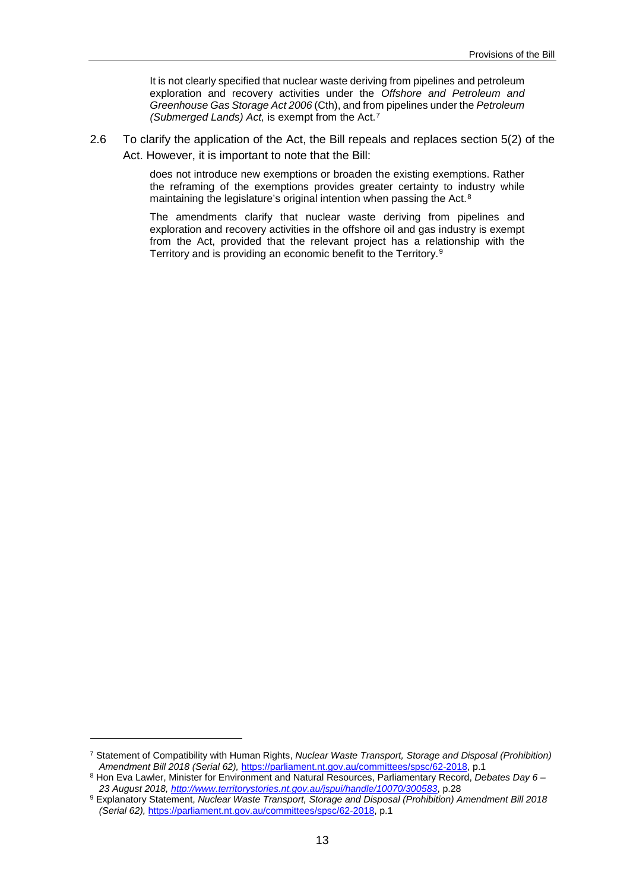> It is not clearly specified that nuclear waste deriving from pipelines and petroleum exploration and recovery activities under the *Offshore and Petroleum and Greenhouse Gas Storage Act 2006* (Cth), and from pipelines under the *Petroleum (Submerged Lands) Act,* is exempt from the Act.[7]

2.6 To clarify the application of the Act, the Bill repeals and replaces section 5(2) of the Act. However, it is important to note that the Bill:

> does not introduce new exemptions or broaden the existing exemptions. Rather the reframing of the exemptions provides greater certainty to industry while maintaining the legislature's original intention when passing the Act.[8]
>
> The amendments clarify that nuclear waste deriving from pipelines and exploration and recovery activities in the offshore oil and gas industry is exempt from the Act, provided that the relevant project has a relationship with the Territory and is providing an economic benefit to the Territory.[9]

---

[7] Statement of Compatibility with Human Rights, *Nuclear Waste Transport, Storage and Disposal (Prohibition) Amendment Bill 2018 (Serial 62),* https://parliament.nt.gov.au/committees/spsc/62-2018, p.1

[8] Hon Eva Lawler, Minister for Environment and Natural Resources, Parliamentary Record, *Debates Day 6 – 23 August 2018, http://www.territorystories.nt.gov.au/jspui/handle/10070/300583*, p.28

[9] Explanatory Statement, *Nuclear Waste Transport, Storage and Disposal (Prohibition) Amendment Bill 2018 (Serial 62),* https://parliament.nt.gov.au/committees/spsc/62-2018, p.1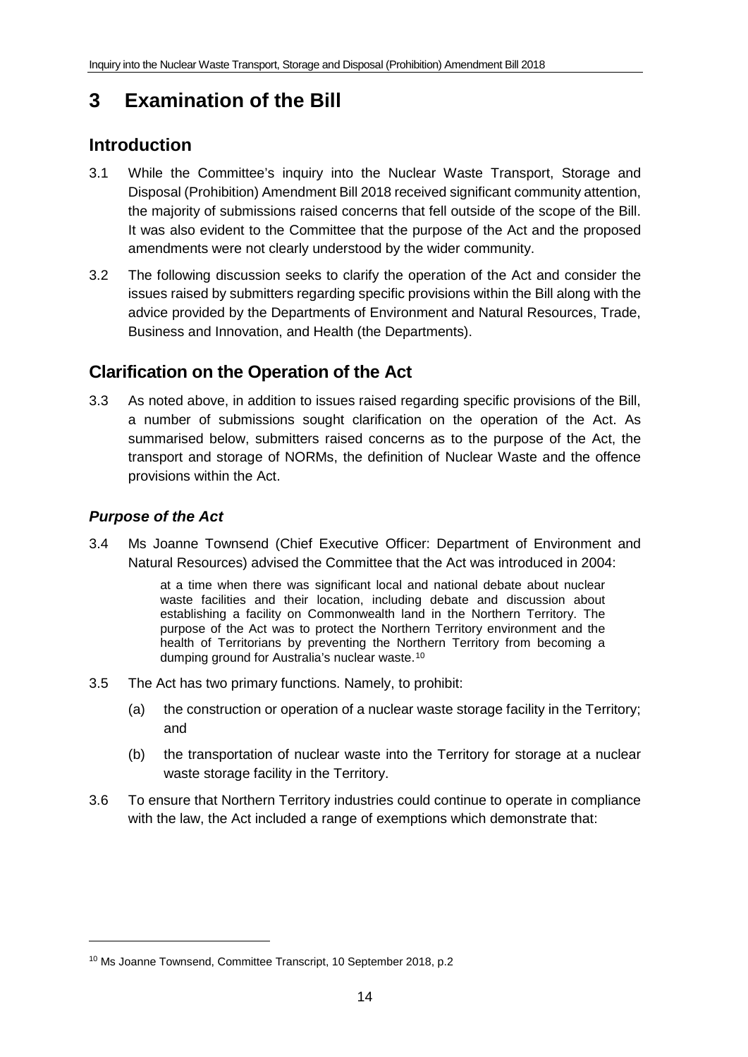# 3 Examination of the Bill

## Introduction

3.1 While the Committee's inquiry into the Nuclear Waste Transport, Storage and Disposal (Prohibition) Amendment Bill 2018 received significant community attention, the majority of submissions raised concerns that fell outside of the scope of the Bill. It was also evident to the Committee that the purpose of the Act and the proposed amendments were not clearly understood by the wider community.

3.2 The following discussion seeks to clarify the operation of the Act and consider the issues raised by submitters regarding specific provisions within the Bill along with the advice provided by the Departments of Environment and Natural Resources, Trade, Business and Innovation, and Health (the Departments).

## Clarification on the Operation of the Act

3.3 As noted above, in addition to issues raised regarding specific provisions of the Bill, a number of submissions sought clarification on the operation of the Act. As summarised below, submitters raised concerns as to the purpose of the Act, the transport and storage of NORMs, the definition of Nuclear Waste and the offence provisions within the Act.

### *Purpose of the Act*

3.4 Ms Joanne Townsend (Chief Executive Officer: Department of Environment and Natural Resources) advised the Committee that the Act was introduced in 2004:

> at a time when there was significant local and national debate about nuclear waste facilities and their location, including debate and discussion about establishing a facility on Commonwealth land in the Northern Territory. The purpose of the Act was to protect the Northern Territory environment and the health of Territorians by preventing the Northern Territory from becoming a dumping ground for Australia's nuclear waste.[10]

3.5 The Act has two primary functions. Namely, to prohibit:

(a) the construction or operation of a nuclear waste storage facility in the Territory; and

(b) the transportation of nuclear waste into the Territory for storage at a nuclear waste storage facility in the Territory.

3.6 To ensure that Northern Territory industries could continue to operate in compliance with the law, the Act included a range of exemptions which demonstrate that:

---

[10] Ms Joanne Townsend, Committee Transcript, 10 September 2018, p.2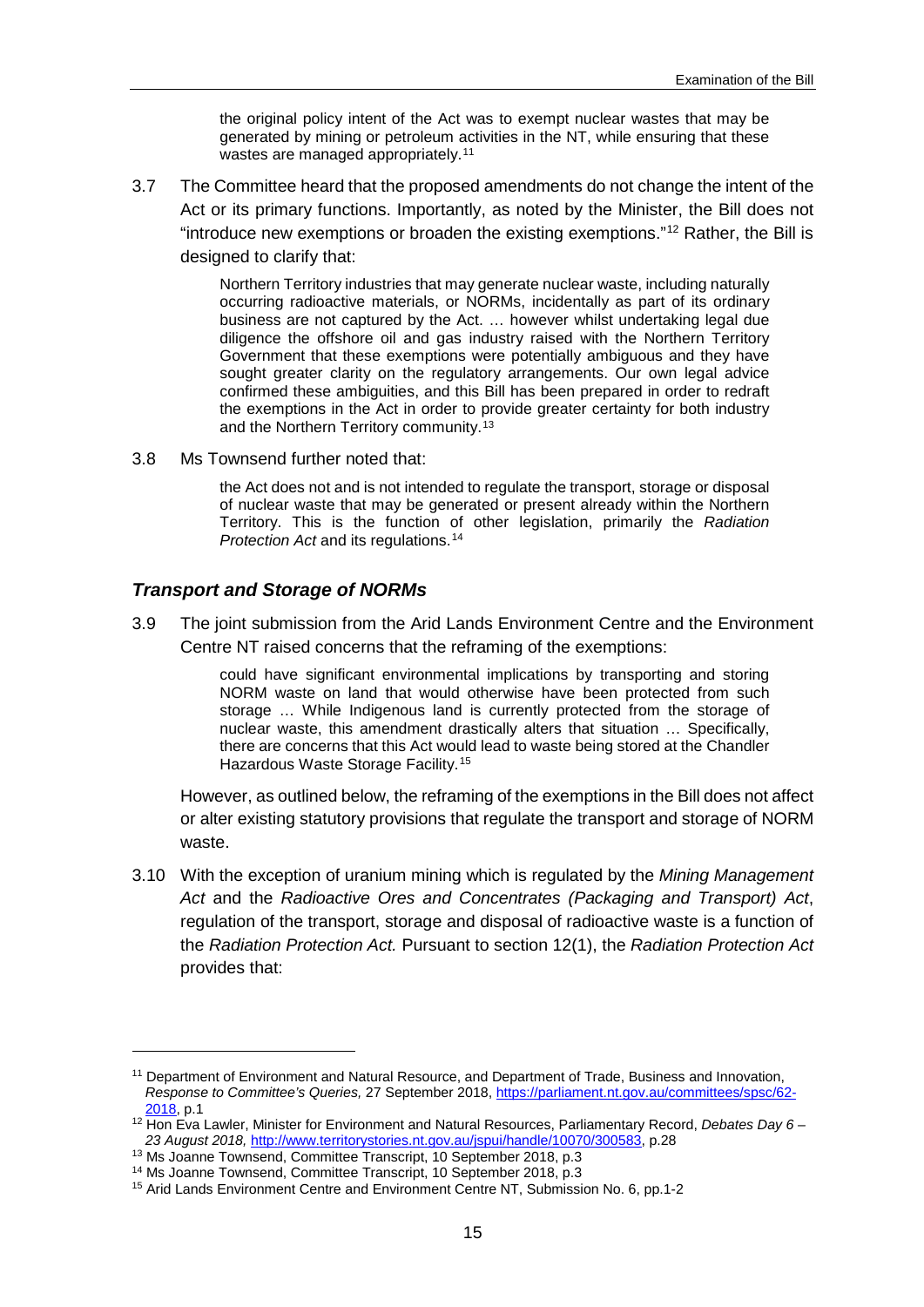> the original policy intent of the Act was to exempt nuclear wastes that may be generated by mining or petroleum activities in the NT, while ensuring that these wastes are managed appropriately.[11]

3.7 The Committee heard that the proposed amendments do not change the intent of the Act or its primary functions. Importantly, as noted by the Minister, the Bill does not "introduce new exemptions or broaden the existing exemptions."[12] Rather, the Bill is designed to clarify that:

> Northern Territory industries that may generate nuclear waste, including naturally occurring radioactive materials, or NORMs, incidentally as part of its ordinary business are not captured by the Act. … however whilst undertaking legal due diligence the offshore oil and gas industry raised with the Northern Territory Government that these exemptions were potentially ambiguous and they have sought greater clarity on the regulatory arrangements. Our own legal advice confirmed these ambiguities, and this Bill has been prepared in order to redraft the exemptions in the Act in order to provide greater certainty for both industry and the Northern Territory community.[13]

3.8 Ms Townsend further noted that:

> the Act does not and is not intended to regulate the transport, storage or disposal of nuclear waste that may be generated or present already within the Northern Territory. This is the function of other legislation, primarily the *Radiation Protection Act* and its regulations.[14]

### *Transport and Storage of NORMs*

3.9 The joint submission from the Arid Lands Environment Centre and the Environment Centre NT raised concerns that the reframing of the exemptions:

> could have significant environmental implications by transporting and storing NORM waste on land that would otherwise have been protected from such storage … While Indigenous land is currently protected from the storage of nuclear waste, this amendment drastically alters that situation … Specifically, there are concerns that this Act would lead to waste being stored at the Chandler Hazardous Waste Storage Facility.[15]

However, as outlined below, the reframing of the exemptions in the Bill does not affect or alter existing statutory provisions that regulate the transport and storage of NORM waste.

3.10 With the exception of uranium mining which is regulated by the *Mining Management Act* and the *Radioactive Ores and Concentrates (Packaging and Transport) Act*, regulation of the transport, storage and disposal of radioactive waste is a function of the *Radiation Protection Act.* Pursuant to section 12(1), the *Radiation Protection Act* provides that:

---

[11] Department of Environment and Natural Resource, and Department of Trade, Business and Innovation, *Response to Committee's Queries,* 27 September 2018, https://parliament.nt.gov.au/committees/spsc/62-2018, p.1

[12] Hon Eva Lawler, Minister for Environment and Natural Resources, Parliamentary Record, *Debates Day 6 – 23 August 2018,* http://www.territorystories.nt.gov.au/jspui/handle/10070/300583, p.28

[13] Ms Joanne Townsend, Committee Transcript, 10 September 2018, p.3

[14] Ms Joanne Townsend, Committee Transcript, 10 September 2018, p.3

[15] Arid Lands Environment Centre and Environment Centre NT, Submission No. 6, pp.1-2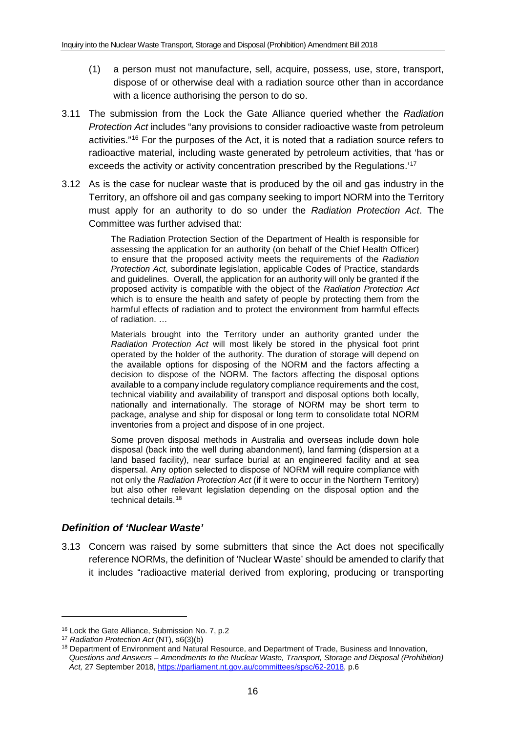(1) a person must not manufacture, sell, acquire, possess, use, store, transport, dispose of or otherwise deal with a radiation source other than in accordance with a licence authorising the person to do so.

3.11 The submission from the Lock the Gate Alliance queried whether the *Radiation Protection Act* includes "any provisions to consider radioactive waste from petroleum activities."[16] For the purposes of the Act, it is noted that a radiation source refers to radioactive material, including waste generated by petroleum activities, that 'has or exceeds the activity or activity concentration prescribed by the Regulations.'[17]

3.12 As is the case for nuclear waste that is produced by the oil and gas industry in the Territory, an offshore oil and gas company seeking to import NORM into the Territory must apply for an authority to do so under the *Radiation Protection Act*. The Committee was further advised that:

> The Radiation Protection Section of the Department of Health is responsible for assessing the application for an authority (on behalf of the Chief Health Officer) to ensure that the proposed activity meets the requirements of the *Radiation Protection Act,* subordinate legislation, applicable Codes of Practice, standards and guidelines. Overall, the application for an authority will only be granted if the proposed activity is compatible with the object of the *Radiation Protection Act* which is to ensure the health and safety of people by protecting them from the harmful effects of radiation and to protect the environment from harmful effects of radiation. …
>
> Materials brought into the Territory under an authority granted under the *Radiation Protection Act* will most likely be stored in the physical foot print operated by the holder of the authority. The duration of storage will depend on the available options for disposing of the NORM and the factors affecting a decision to dispose of the NORM. The factors affecting the disposal options available to a company include regulatory compliance requirements and the cost, technical viability and availability of transport and disposal options both locally, nationally and internationally. The storage of NORM may be short term to package, analyse and ship for disposal or long term to consolidate total NORM inventories from a project and dispose of in one project.
>
> Some proven disposal methods in Australia and overseas include down hole disposal (back into the well during abandonment), land farming (dispersion at a land based facility), near surface burial at an engineered facility and at sea dispersal. Any option selected to dispose of NORM will require compliance with not only the *Radiation Protection Act* (if it were to occur in the Northern Territory) but also other relevant legislation depending on the disposal option and the technical details.[18]

### *Definition of 'Nuclear Waste'*

3.13 Concern was raised by some submitters that since the Act does not specifically reference NORMs, the definition of 'Nuclear Waste' should be amended to clarify that it includes "radioactive material derived from exploring, producing or transporting

---

[16] Lock the Gate Alliance, Submission No. 7, p.2

[17] *Radiation Protection Act* (NT), s6(3)(b)

[18] Department of Environment and Natural Resource, and Department of Trade, Business and Innovation, *Questions and Answers – Amendments to the Nuclear Waste, Transport, Storage and Disposal (Prohibition) Act,* 27 September 2018, https://parliament.nt.gov.au/committees/spsc/62-2018, p.6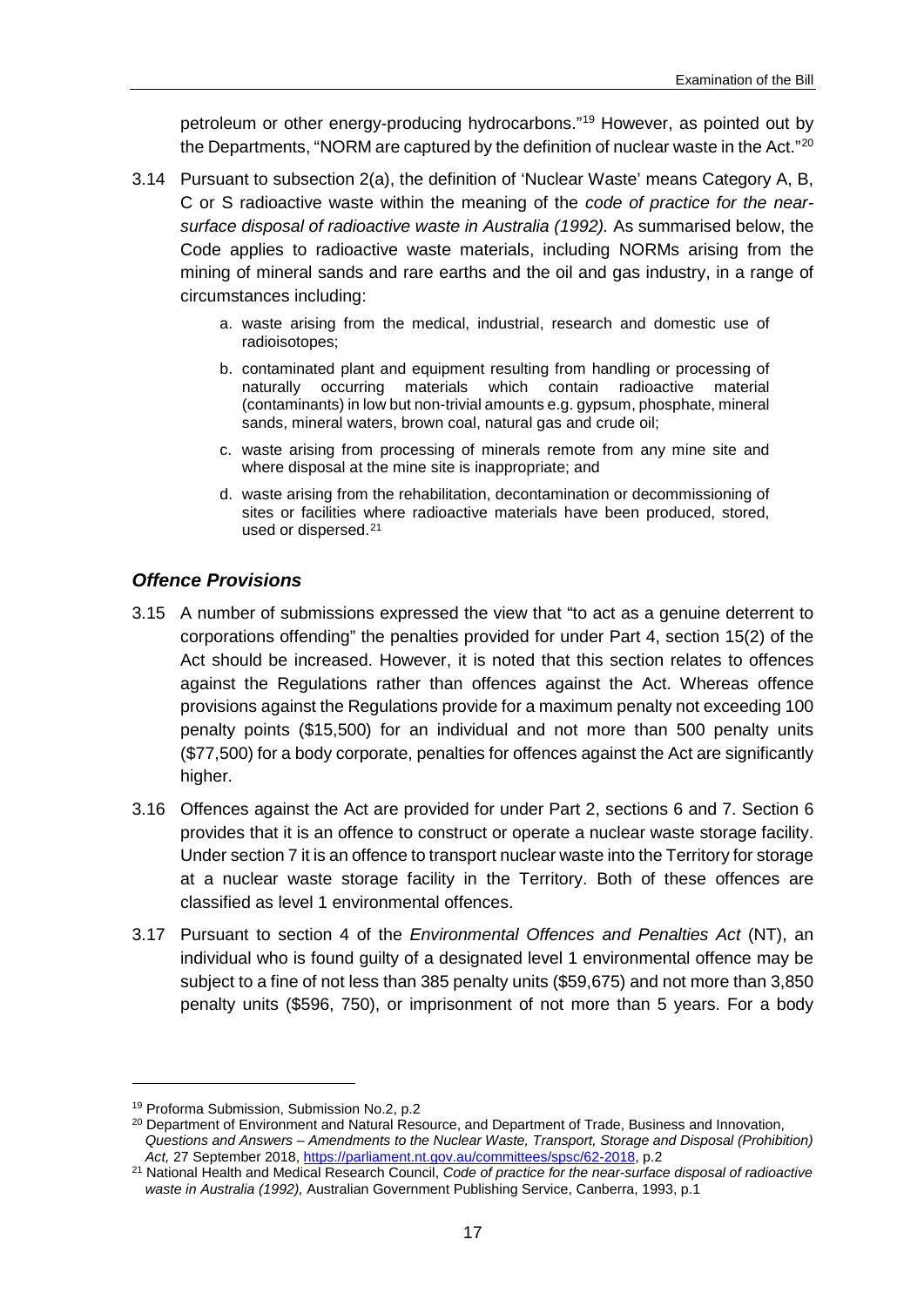petroleum or other energy-producing hydrocarbons."[19] However, as pointed out by the Departments, "NORM are captured by the definition of nuclear waste in the Act."[20]

3.14 Pursuant to subsection 2(a), the definition of 'Nuclear Waste' means Category A, B, C or S radioactive waste within the meaning of the *code of practice for the near-surface disposal of radioactive waste in Australia (1992).* As summarised below, the Code applies to radioactive waste materials, including NORMs arising from the mining of mineral sands and rare earths and the oil and gas industry, in a range of circumstances including:

> a. waste arising from the medical, industrial, research and domestic use of radioisotopes;
>
> b. contaminated plant and equipment resulting from handling or processing of naturally occurring materials which contain radioactive material (contaminants) in low but non-trivial amounts e.g. gypsum, phosphate, mineral sands, mineral waters, brown coal, natural gas and crude oil;
>
> c. waste arising from processing of minerals remote from any mine site and where disposal at the mine site is inappropriate; and
>
> d. waste arising from the rehabilitation, decontamination or decommissioning of sites or facilities where radioactive materials have been produced, stored, used or dispersed.[21]

### *Offence Provisions*

3.15 A number of submissions expressed the view that "to act as a genuine deterrent to corporations offending" the penalties provided for under Part 4, section 15(2) of the Act should be increased. However, it is noted that this section relates to offences against the Regulations rather than offences against the Act. Whereas offence provisions against the Regulations provide for a maximum penalty not exceeding 100 penalty points ($15,500) for an individual and not more than 500 penalty units ($77,500) for a body corporate, penalties for offences against the Act are significantly higher.

3.16 Offences against the Act are provided for under Part 2, sections 6 and 7. Section 6 provides that it is an offence to construct or operate a nuclear waste storage facility. Under section 7 it is an offence to transport nuclear waste into the Territory for storage at a nuclear waste storage facility in the Territory. Both of these offences are classified as level 1 environmental offences.

3.17 Pursuant to section 4 of the *Environmental Offences and Penalties Act* (NT), an individual who is found guilty of a designated level 1 environmental offence may be subject to a fine of not less than 385 penalty units ($59,675) and not more than 3,850 penalty units ($596, 750), or imprisonment of not more than 5 years. For a body

---

[19] Proforma Submission, Submission No.2, p.2

[20] Department of Environment and Natural Resource, and Department of Trade, Business and Innovation, *Questions and Answers – Amendments to the Nuclear Waste, Transport, Storage and Disposal (Prohibition) Act,* 27 September 2018, https://parliament.nt.gov.au/committees/spsc/62-2018, p.2

[21] National Health and Medical Research Council, *Code of practice for the near-surface disposal of radioactive waste in Australia (1992),* Australian Government Publishing Service, Canberra, 1993, p.1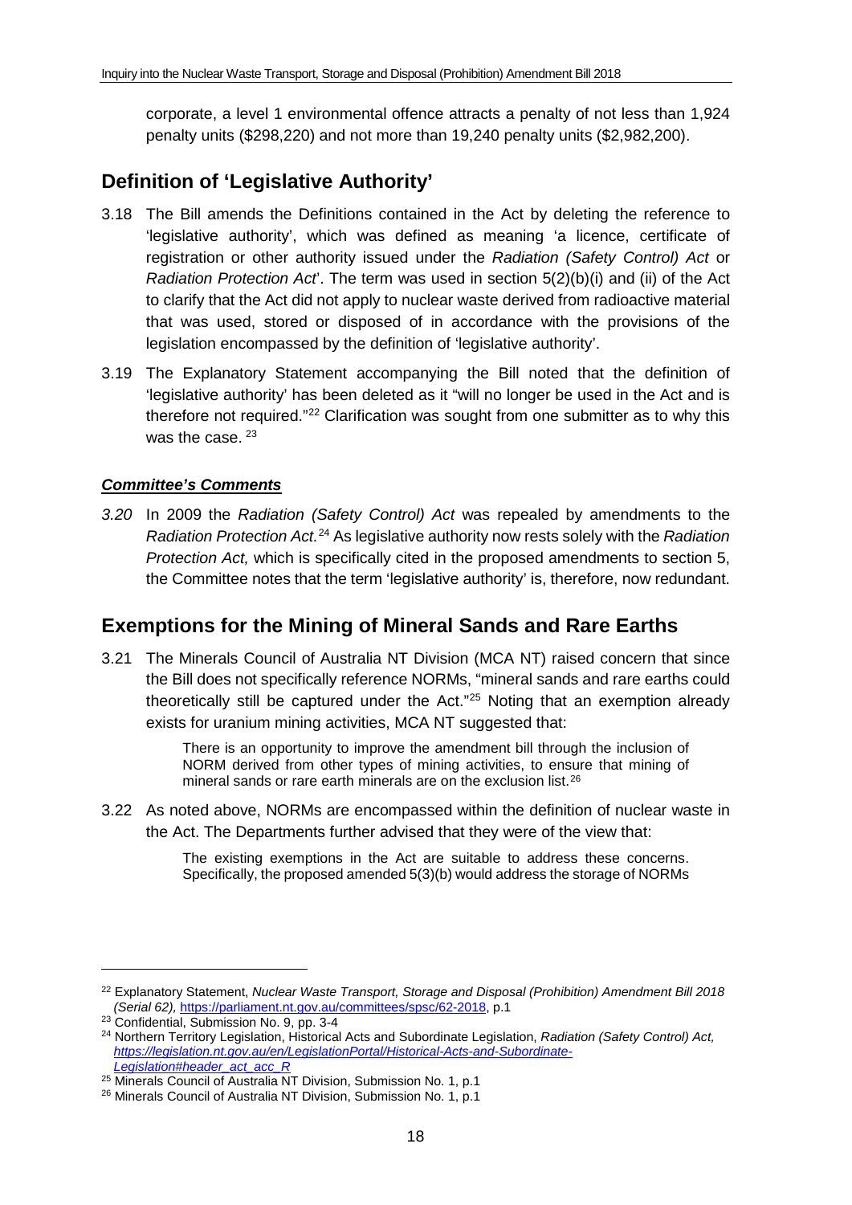corporate, a level 1 environmental offence attracts a penalty of not less than 1,924 penalty units ($298,220) and not more than 19,240 penalty units ($2,982,200).

## Definition of 'Legislative Authority'

3.18 The Bill amends the Definitions contained in the Act by deleting the reference to 'legislative authority', which was defined as meaning 'a licence, certificate of registration or other authority issued under the *Radiation (Safety Control) Act* or *Radiation Protection Act*'. The term was used in section 5(2)(b)(i) and (ii) of the Act to clarify that the Act did not apply to nuclear waste derived from radioactive material that was used, stored or disposed of in accordance with the provisions of the legislation encompassed by the definition of 'legislative authority'.

3.19 The Explanatory Statement accompanying the Bill noted that the definition of 'legislative authority' has been deleted as it "will no longer be used in the Act and is therefore not required."[22] Clarification was sought from one submitter as to why this was the case. [23]

### ***Committee's Comments***

*3.20* In 2009 the *Radiation (Safety Control) Act* was repealed by amendments to the *Radiation Protection Act.*[24] As legislative authority now rests solely with the *Radiation Protection Act,* which is specifically cited in the proposed amendments to section 5, the Committee notes that the term 'legislative authority' is, therefore, now redundant.

## Exemptions for the Mining of Mineral Sands and Rare Earths

3.21 The Minerals Council of Australia NT Division (MCA NT) raised concern that since the Bill does not specifically reference NORMs, "mineral sands and rare earths could theoretically still be captured under the Act."[25] Noting that an exemption already exists for uranium mining activities, MCA NT suggested that:

> There is an opportunity to improve the amendment bill through the inclusion of NORM derived from other types of mining activities, to ensure that mining of mineral sands or rare earth minerals are on the exclusion list.[26]

3.22 As noted above, NORMs are encompassed within the definition of nuclear waste in the Act. The Departments further advised that they were of the view that:

> The existing exemptions in the Act are suitable to address these concerns. Specifically, the proposed amended 5(3)(b) would address the storage of NORMs

---

[22] Explanatory Statement, *Nuclear Waste Transport, Storage and Disposal (Prohibition) Amendment Bill 2018 (Serial 62),* https://parliament.nt.gov.au/committees/spsc/62-2018, p.1

[23] Confidential, Submission No. 9, pp. 3-4

[24] Northern Territory Legislation, Historical Acts and Subordinate Legislation, *Radiation (Safety Control) Act, https://legislation.nt.gov.au/en/LegislationPortal/Historical-Acts-and-Subordinate-Legislation#header_act_acc_R*

[25] Minerals Council of Australia NT Division, Submission No. 1, p.1

[26] Minerals Council of Australia NT Division, Submission No. 1, p.1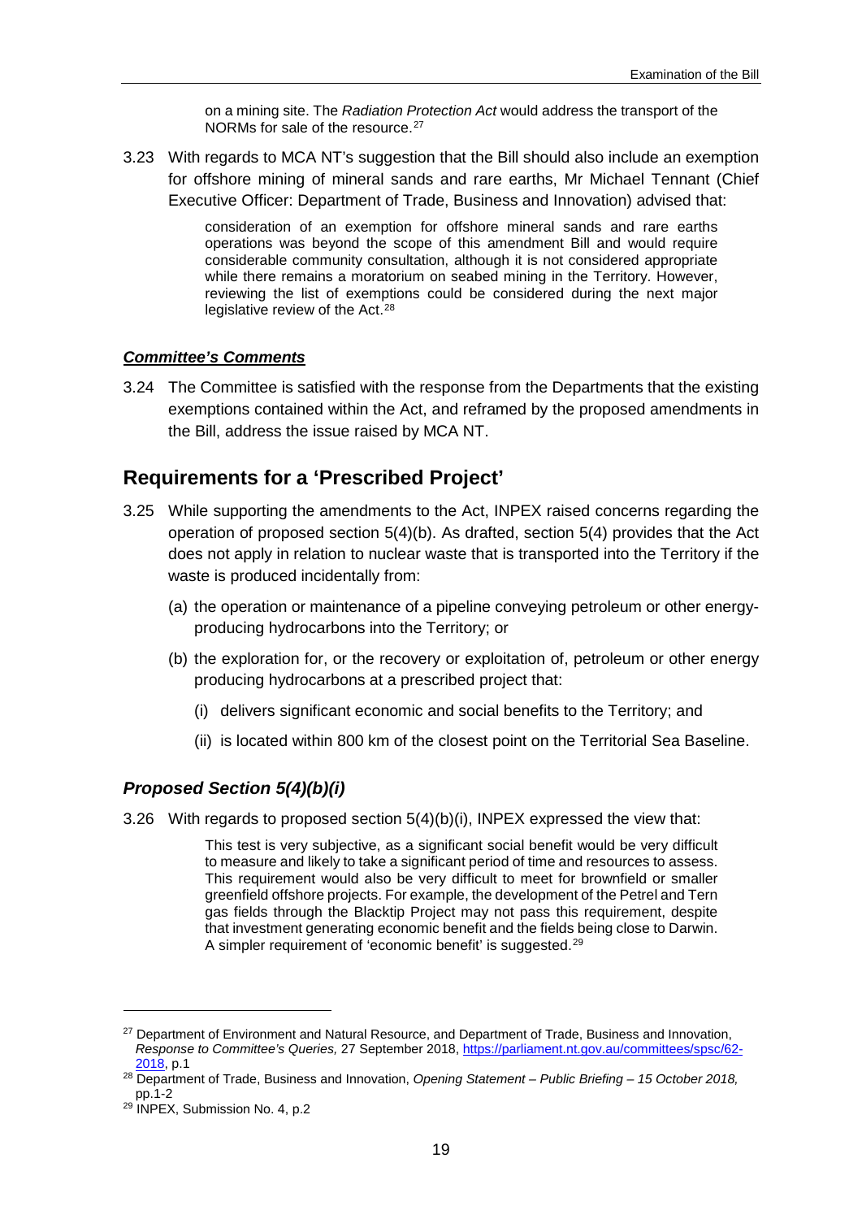> on a mining site. The *Radiation Protection Act* would address the transport of the NORMs for sale of the resource.[27]

3.23 With regards to MCA NT's suggestion that the Bill should also include an exemption for offshore mining of mineral sands and rare earths, Mr Michael Tennant (Chief Executive Officer: Department of Trade, Business and Innovation) advised that:

> consideration of an exemption for offshore mineral sands and rare earths operations was beyond the scope of this amendment Bill and would require considerable community consultation, although it is not considered appropriate while there remains a moratorium on seabed mining in the Territory. However, reviewing the list of exemptions could be considered during the next major legislative review of the Act.[28]

#### ***Committee's Comments***

3.24 The Committee is satisfied with the response from the Departments that the existing exemptions contained within the Act, and reframed by the proposed amendments in the Bill, address the issue raised by MCA NT.

## Requirements for a 'Prescribed Project'

3.25 While supporting the amendments to the Act, INPEX raised concerns regarding the operation of proposed section 5(4)(b). As drafted, section 5(4) provides that the Act does not apply in relation to nuclear waste that is transported into the Territory if the waste is produced incidentally from:

(a) the operation or maintenance of a pipeline conveying petroleum or other energy-producing hydrocarbons into the Territory; or

(b) the exploration for, or the recovery or exploitation of, petroleum or other energy producing hydrocarbons at a prescribed project that:

  (i) delivers significant economic and social benefits to the Territory; and

  (ii) is located within 800 km of the closest point on the Territorial Sea Baseline.

### *Proposed Section 5(4)(b)(i)*

3.26 With regards to proposed section 5(4)(b)(i), INPEX expressed the view that:

> This test is very subjective, as a significant social benefit would be very difficult to measure and likely to take a significant period of time and resources to assess. This requirement would also be very difficult to meet for brownfield or smaller greenfield offshore projects. For example, the development of the Petrel and Tern gas fields through the Blacktip Project may not pass this requirement, despite that investment generating economic benefit and the fields being close to Darwin. A simpler requirement of 'economic benefit' is suggested.[29]

---

[27] Department of Environment and Natural Resource, and Department of Trade, Business and Innovation, *Response to Committee's Queries,* 27 September 2018, https://parliament.nt.gov.au/committees/spsc/62-2018, p.1

[28] Department of Trade, Business and Innovation, *Opening Statement – Public Briefing – 15 October 2018,* pp.1-2

[29] INPEX, Submission No. 4, p.2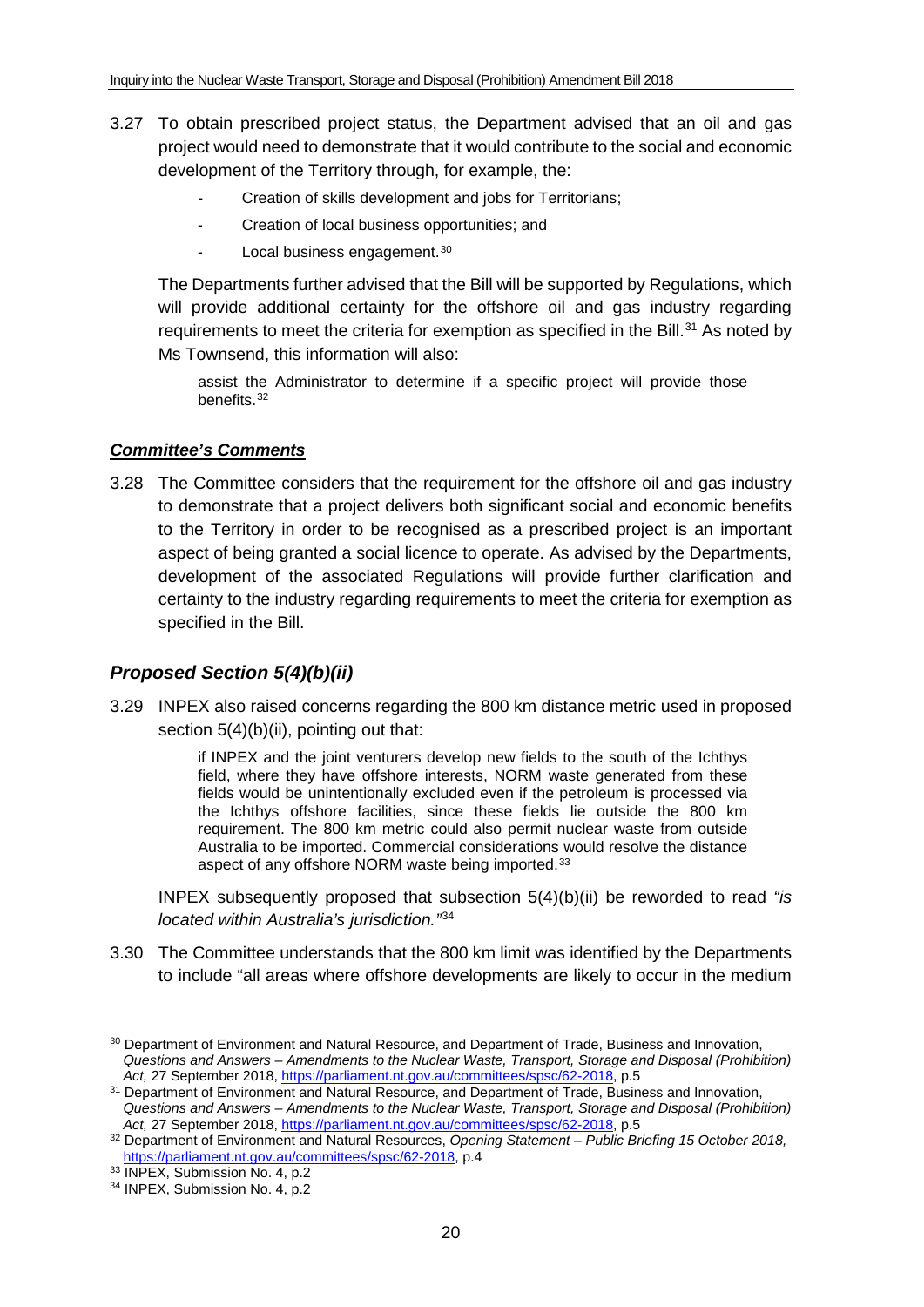3.27 To obtain prescribed project status, the Department advised that an oil and gas project would need to demonstrate that it would contribute to the social and economic development of the Territory through, for example, the:

- Creation of skills development and jobs for Territorians;
- Creation of local business opportunities; and
- Local business engagement.[30]

The Departments further advised that the Bill will be supported by Regulations, which will provide additional certainty for the offshore oil and gas industry regarding requirements to meet the criteria for exemption as specified in the Bill.[31] As noted by Ms Townsend, this information will also:

> assist the Administrator to determine if a specific project will provide those benefits.[32]

### ***Committee's Comments***

3.28 The Committee considers that the requirement for the offshore oil and gas industry to demonstrate that a project delivers both significant social and economic benefits to the Territory in order to be recognised as a prescribed project is an important aspect of being granted a social licence to operate. As advised by the Departments, development of the associated Regulations will provide further clarification and certainty to the industry regarding requirements to meet the criteria for exemption as specified in the Bill.

## *Proposed Section 5(4)(b)(ii)*

3.29 INPEX also raised concerns regarding the 800 km distance metric used in proposed section 5(4)(b)(ii), pointing out that:

> if INPEX and the joint venturers develop new fields to the south of the Ichthys field, where they have offshore interests, NORM waste generated from these fields would be unintentionally excluded even if the petroleum is processed via the Ichthys offshore facilities, since these fields lie outside the 800 km requirement. The 800 km metric could also permit nuclear waste from outside Australia to be imported. Commercial considerations would resolve the distance aspect of any offshore NORM waste being imported.[33]

INPEX subsequently proposed that subsection 5(4)(b)(ii) be reworded to read *"is located within Australia's jurisdiction."*[34]

3.30 The Committee understands that the 800 km limit was identified by the Departments to include "all areas where offshore developments are likely to occur in the medium

---

[30] Department of Environment and Natural Resource, and Department of Trade, Business and Innovation, *Questions and Answers – Amendments to the Nuclear Waste, Transport, Storage and Disposal (Prohibition) Act,* 27 September 2018, https://parliament.nt.gov.au/committees/spsc/62-2018, p.5

[31] Department of Environment and Natural Resource, and Department of Trade, Business and Innovation, *Questions and Answers – Amendments to the Nuclear Waste, Transport, Storage and Disposal (Prohibition) Act,* 27 September 2018, https://parliament.nt.gov.au/committees/spsc/62-2018, p.5

[32] Department of Environment and Natural Resources, *Opening Statement – Public Briefing 15 October 2018,* https://parliament.nt.gov.au/committees/spsc/62-2018, p.4

[33] INPEX, Submission No. 4, p.2

[34] INPEX, Submission No. 4, p.2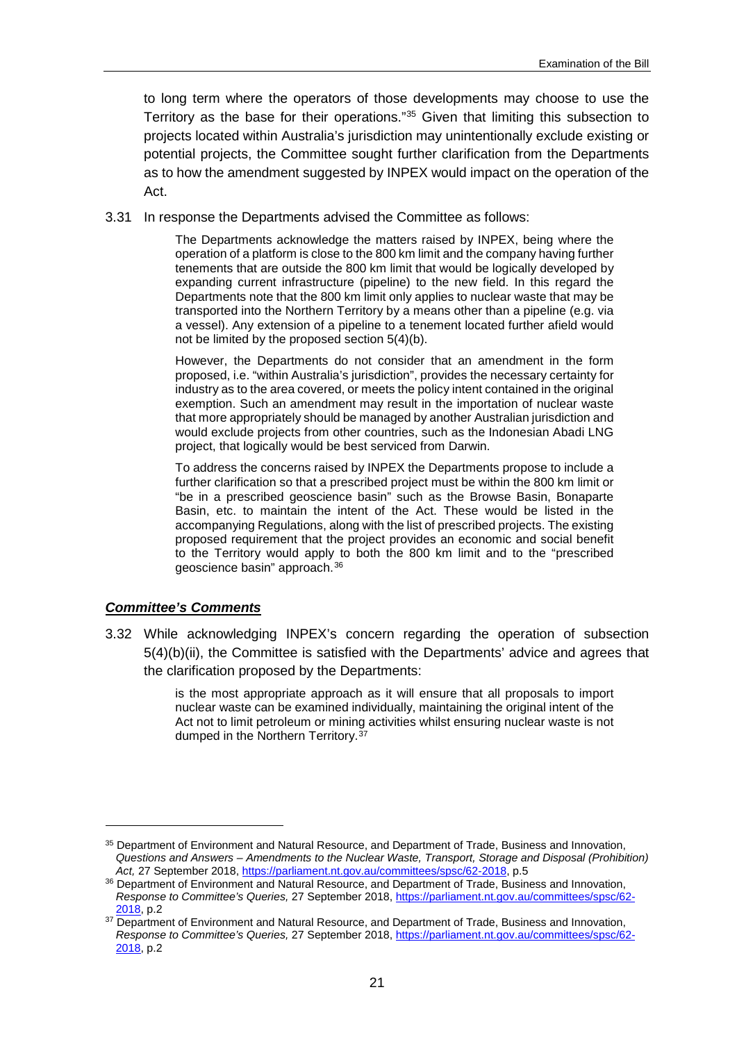to long term where the operators of those developments may choose to use the Territory as the base for their operations."[35] Given that limiting this subsection to projects located within Australia's jurisdiction may unintentionally exclude existing or potential projects, the Committee sought further clarification from the Departments as to how the amendment suggested by INPEX would impact on the operation of the Act.

3.31 In response the Departments advised the Committee as follows:

> The Departments acknowledge the matters raised by INPEX, being where the operation of a platform is close to the 800 km limit and the company having further tenements that are outside the 800 km limit that would be logically developed by expanding current infrastructure (pipeline) to the new field. In this regard the Departments note that the 800 km limit only applies to nuclear waste that may be transported into the Northern Territory by a means other than a pipeline (e.g. via a vessel). Any extension of a pipeline to a tenement located further afield would not be limited by the proposed section 5(4)(b).
>
> However, the Departments do not consider that an amendment in the form proposed, i.e. "within Australia's jurisdiction", provides the necessary certainty for industry as to the area covered, or meets the policy intent contained in the original exemption. Such an amendment may result in the importation of nuclear waste that more appropriately should be managed by another Australian jurisdiction and would exclude projects from other countries, such as the Indonesian Abadi LNG project, that logically would be best serviced from Darwin.
>
> To address the concerns raised by INPEX the Departments propose to include a further clarification so that a prescribed project must be within the 800 km limit or "be in a prescribed geoscience basin" such as the Browse Basin, Bonaparte Basin, etc. to maintain the intent of the Act. These would be listed in the accompanying Regulations, along with the list of prescribed projects. The existing proposed requirement that the project provides an economic and social benefit to the Territory would apply to both the 800 km limit and to the "prescribed geoscience basin" approach.[36]

### ***Committee's Comments***

3.32 While acknowledging INPEX's concern regarding the operation of subsection 5(4)(b)(ii), the Committee is satisfied with the Departments' advice and agrees that the clarification proposed by the Departments:

> is the most appropriate approach as it will ensure that all proposals to import nuclear waste can be examined individually, maintaining the original intent of the Act not to limit petroleum or mining activities whilst ensuring nuclear waste is not dumped in the Northern Territory.[37]

---

[35] Department of Environment and Natural Resource, and Department of Trade, Business and Innovation, *Questions and Answers – Amendments to the Nuclear Waste, Transport, Storage and Disposal (Prohibition) Act,* 27 September 2018, https://parliament.nt.gov.au/committees/spsc/62-2018, p.5

[36] Department of Environment and Natural Resource, and Department of Trade, Business and Innovation, *Response to Committee's Queries,* 27 September 2018, https://parliament.nt.gov.au/committees/spsc/62-2018, p.2

[37] Department of Environment and Natural Resource, and Department of Trade, Business and Innovation, *Response to Committee's Queries,* 27 September 2018, https://parliament.nt.gov.au/committees/spsc/62-2018, p.2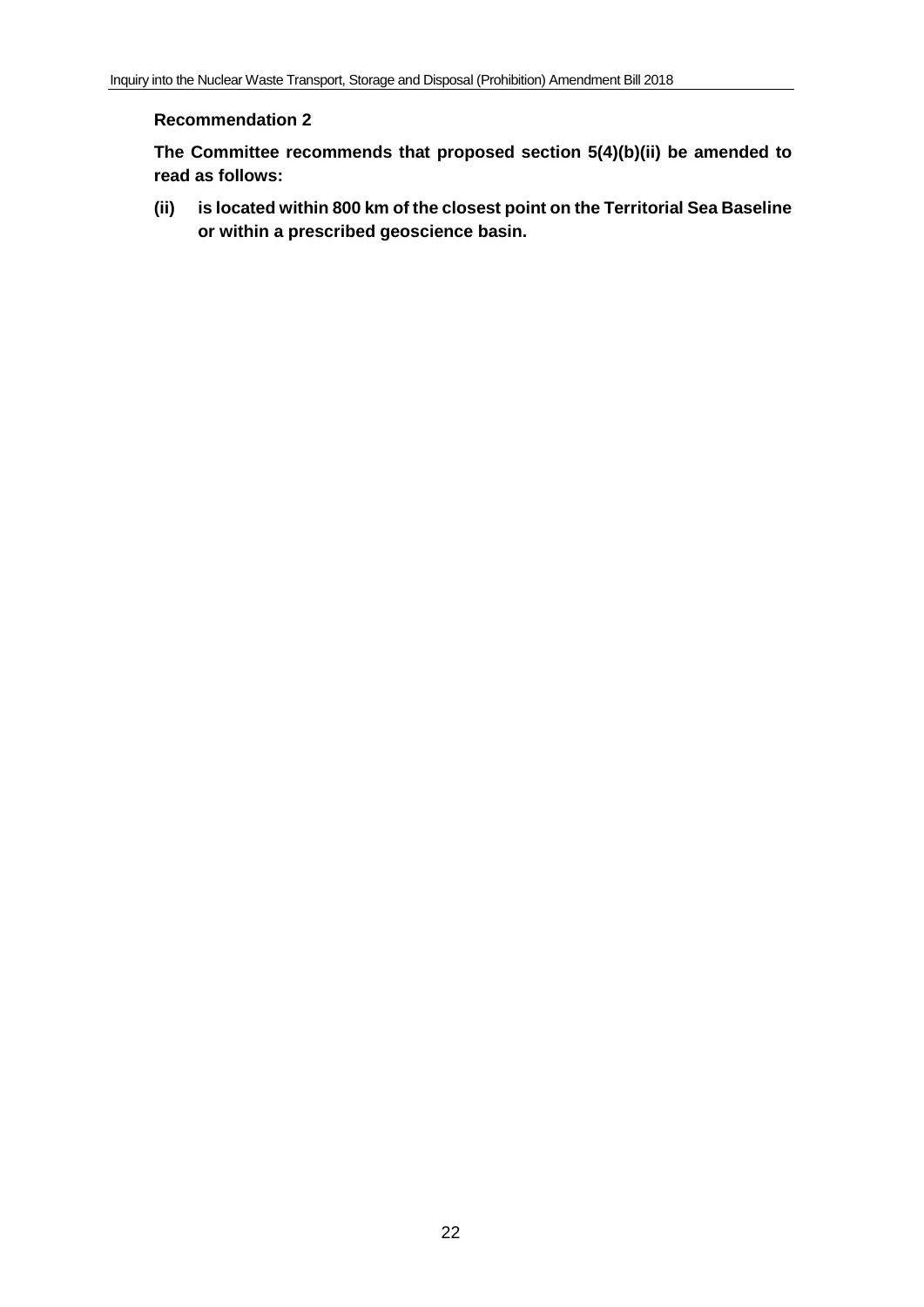**Recommendation 2**

**The Committee recommends that proposed section 5(4)(b)(ii) be amended to read as follows:**

**(ii) is located within 800 km of the closest point on the Territorial Sea Baseline or within a prescribed geoscience basin.**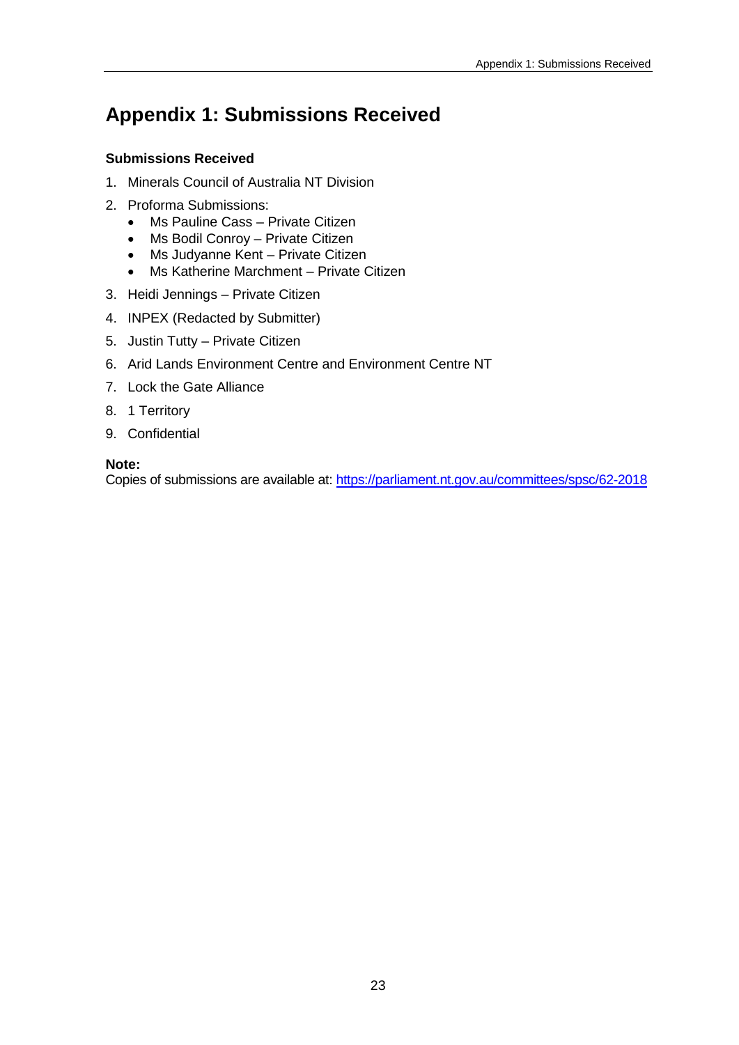# Appendix 1: Submissions Received

**Submissions Received**

1. Minerals Council of Australia NT Division
2. Proforma Submissions:
   - Ms Pauline Cass – Private Citizen
   - Ms Bodil Conroy – Private Citizen
   - Ms Judyanne Kent – Private Citizen
   - Ms Katherine Marchment – Private Citizen
3. Heidi Jennings – Private Citizen
4. INPEX (Redacted by Submitter)
5. Justin Tutty – Private Citizen
6. Arid Lands Environment Centre and Environment Centre NT
7. Lock the Gate Alliance
8. 1 Territory
9. Confidential

**Note:**
Copies of submissions are available at: https://parliament.nt.gov.au/committees/spsc/62-2018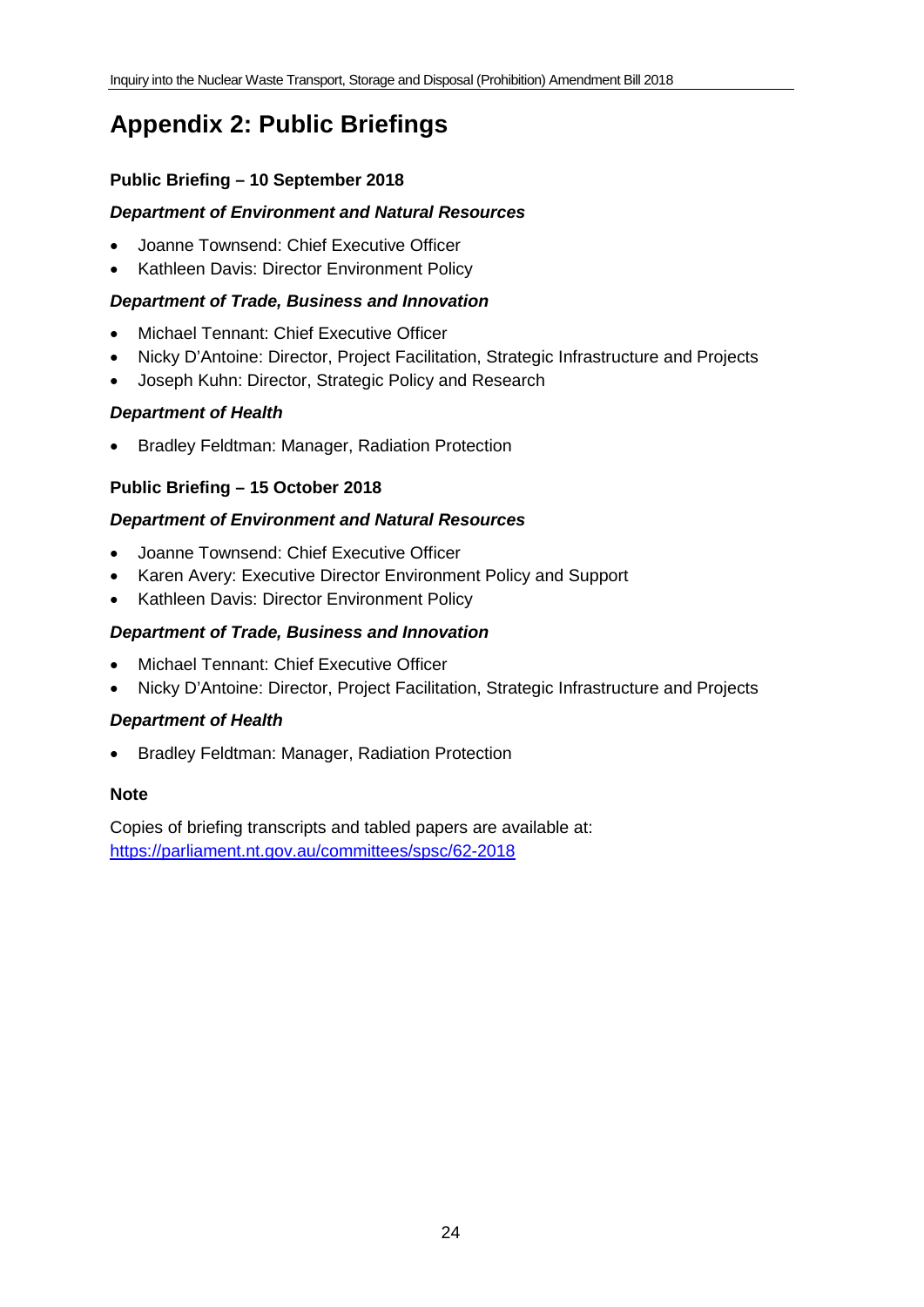# Appendix 2: Public Briefings

**Public Briefing – 10 September 2018**

***Department of Environment and Natural Resources***

- Joanne Townsend: Chief Executive Officer
- Kathleen Davis: Director Environment Policy

***Department of Trade, Business and Innovation***

- Michael Tennant: Chief Executive Officer
- Nicky D'Antoine: Director, Project Facilitation, Strategic Infrastructure and Projects
- Joseph Kuhn: Director, Strategic Policy and Research

***Department of Health***

- Bradley Feldtman: Manager, Radiation Protection

**Public Briefing – 15 October 2018**

***Department of Environment and Natural Resources***

- Joanne Townsend: Chief Executive Officer
- Karen Avery: Executive Director Environment Policy and Support
- Kathleen Davis: Director Environment Policy

***Department of Trade, Business and Innovation***

- Michael Tennant: Chief Executive Officer
- Nicky D'Antoine: Director, Project Facilitation, Strategic Infrastructure and Projects

***Department of Health***

- Bradley Feldtman: Manager, Radiation Protection

**Note**

Copies of briefing transcripts and tabled papers are available at:
https://parliament.nt.gov.au/committees/spsc/62-2018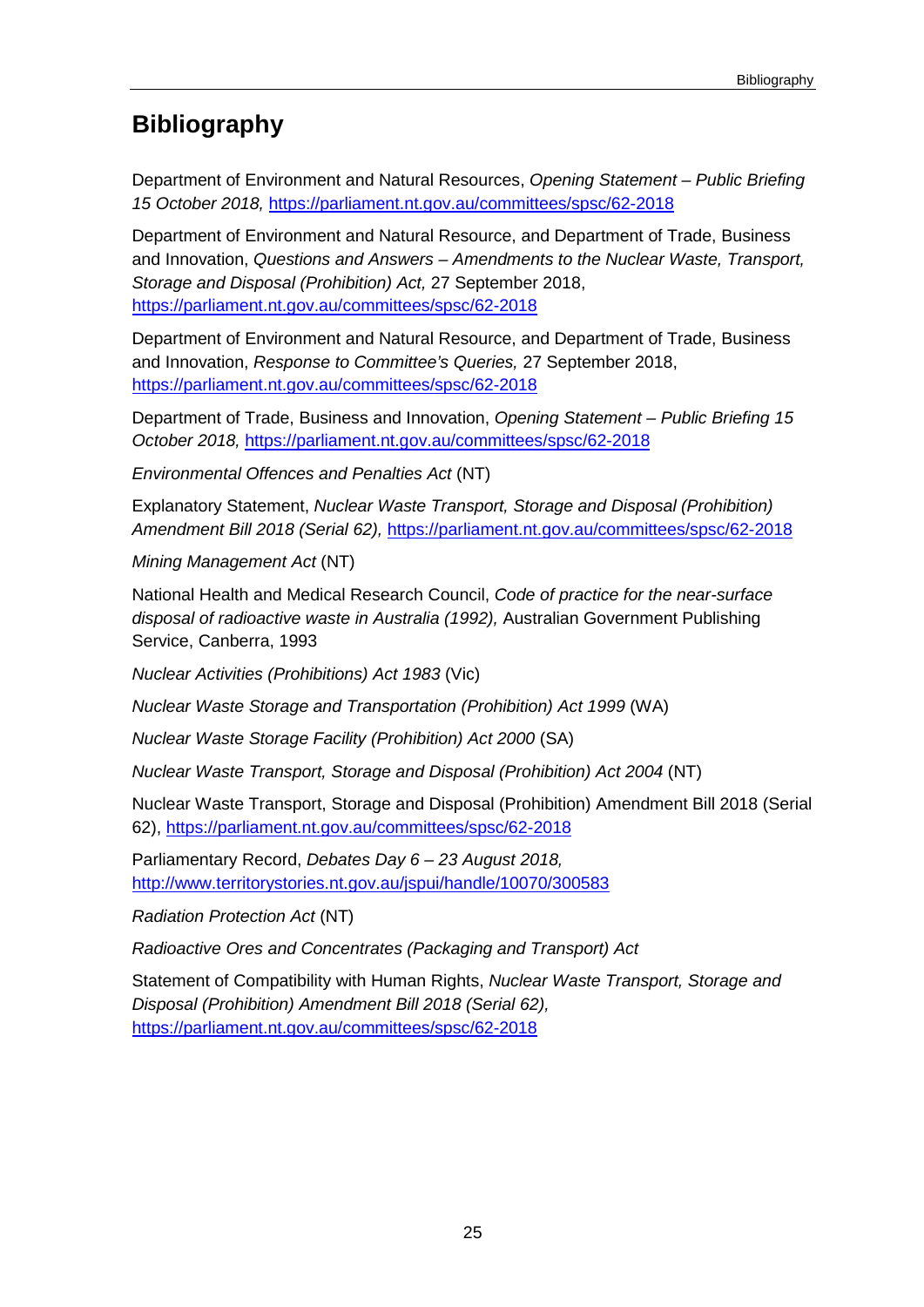# Bibliography

Department of Environment and Natural Resources, *Opening Statement – Public Briefing 15 October 2018,* https://parliament.nt.gov.au/committees/spsc/62-2018

Department of Environment and Natural Resource, and Department of Trade, Business and Innovation, *Questions and Answers – Amendments to the Nuclear Waste, Transport, Storage and Disposal (Prohibition) Act,* 27 September 2018, https://parliament.nt.gov.au/committees/spsc/62-2018

Department of Environment and Natural Resource, and Department of Trade, Business and Innovation, *Response to Committee's Queries,* 27 September 2018, https://parliament.nt.gov.au/committees/spsc/62-2018

Department of Trade, Business and Innovation, *Opening Statement – Public Briefing 15 October 2018,* https://parliament.nt.gov.au/committees/spsc/62-2018

*Environmental Offences and Penalties Act* (NT)

Explanatory Statement, *Nuclear Waste Transport, Storage and Disposal (Prohibition) Amendment Bill 2018 (Serial 62),* https://parliament.nt.gov.au/committees/spsc/62-2018

*Mining Management Act* (NT)

National Health and Medical Research Council, *Code of practice for the near-surface disposal of radioactive waste in Australia (1992),* Australian Government Publishing Service, Canberra, 1993

*Nuclear Activities (Prohibitions) Act 1983* (Vic)

*Nuclear Waste Storage and Transportation (Prohibition) Act 1999* (WA)

*Nuclear Waste Storage Facility (Prohibition) Act 2000* (SA)

*Nuclear Waste Transport, Storage and Disposal (Prohibition) Act 2004* (NT)

Nuclear Waste Transport, Storage and Disposal (Prohibition) Amendment Bill 2018 (Serial 62), https://parliament.nt.gov.au/committees/spsc/62-2018

Parliamentary Record, *Debates Day 6 – 23 August 2018,* http://www.territorystories.nt.gov.au/jspui/handle/10070/300583

*Radiation Protection Act* (NT)

*Radioactive Ores and Concentrates (Packaging and Transport) Act*

Statement of Compatibility with Human Rights, *Nuclear Waste Transport, Storage and Disposal (Prohibition) Amendment Bill 2018 (Serial 62),* https://parliament.nt.gov.au/committees/spsc/62-2018